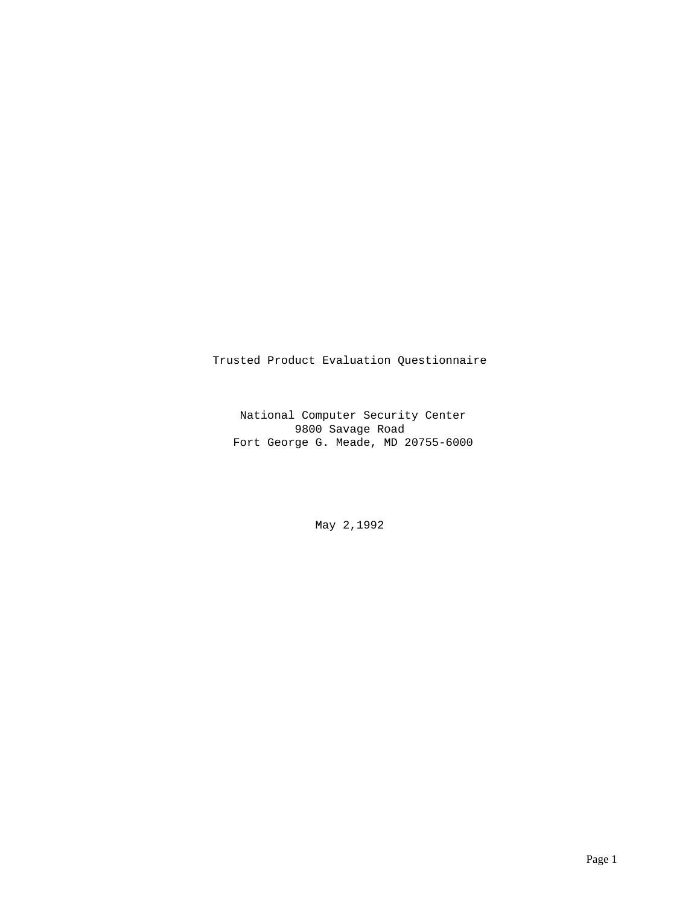# Trusted Product Evaluation Questionnaire

National Computer Security Center
9800 Savage Road
Fort George G. Meade, MD 20755-6000

May 2,1992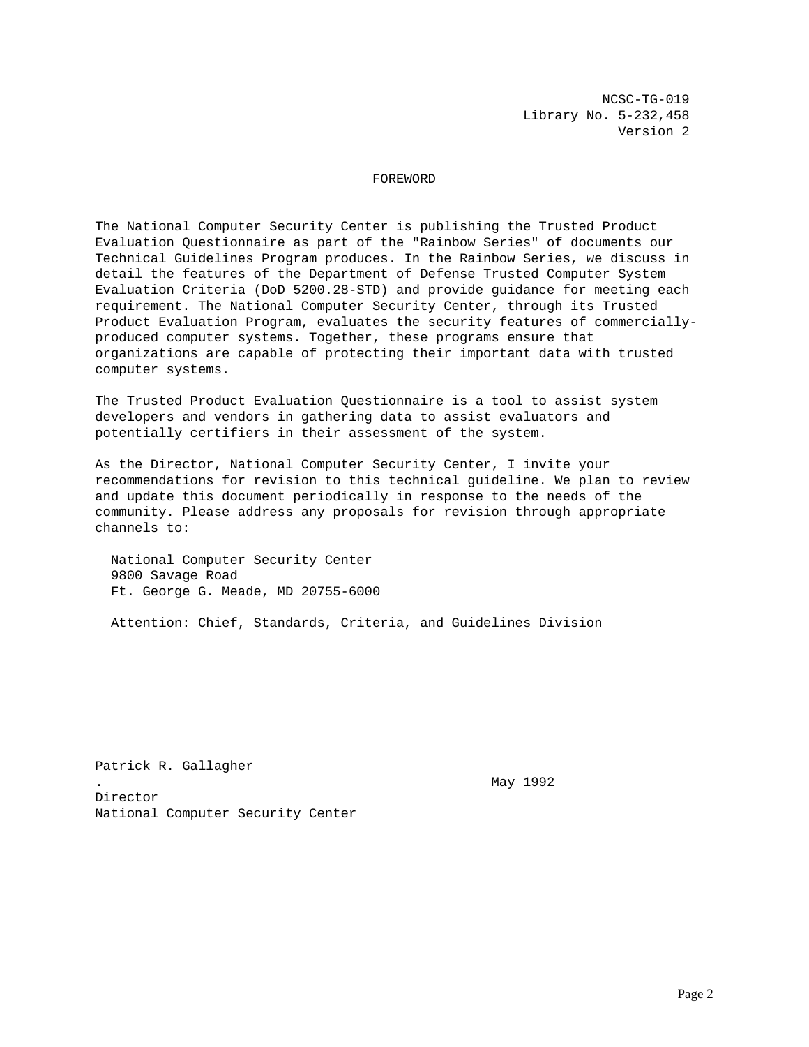NCSC-TG-019
Library No. 5-232,458
Version 2

## FOREWORD

The National Computer Security Center is publishing the Trusted Product Evaluation Questionnaire as part of the "Rainbow Series" of documents our Technical Guidelines Program produces. In the Rainbow Series, we discuss in detail the features of the Department of Defense Trusted Computer System Evaluation Criteria (DoD 5200.28-STD) and provide guidance for meeting each requirement. The National Computer Security Center, through its Trusted Product Evaluation Program, evaluates the security features of commercially-produced computer systems. Together, these programs ensure that organizations are capable of protecting their important data with trusted computer systems.

The Trusted Product Evaluation Questionnaire is a tool to assist system developers and vendors in gathering data to assist evaluators and potentially certifiers in their assessment of the system.

As the Director, National Computer Security Center, I invite your recommendations for revision to this technical guideline. We plan to review and update this document periodically in response to the needs of the community. Please address any proposals for revision through appropriate channels to:

National Computer Security Center
9800 Savage Road
Ft. George G. Meade, MD 20755-6000

Attention: Chief, Standards, Criteria, and Guidelines Division

Patrick R. Gallagher
.                                                May 1992
Director
National Computer Security Center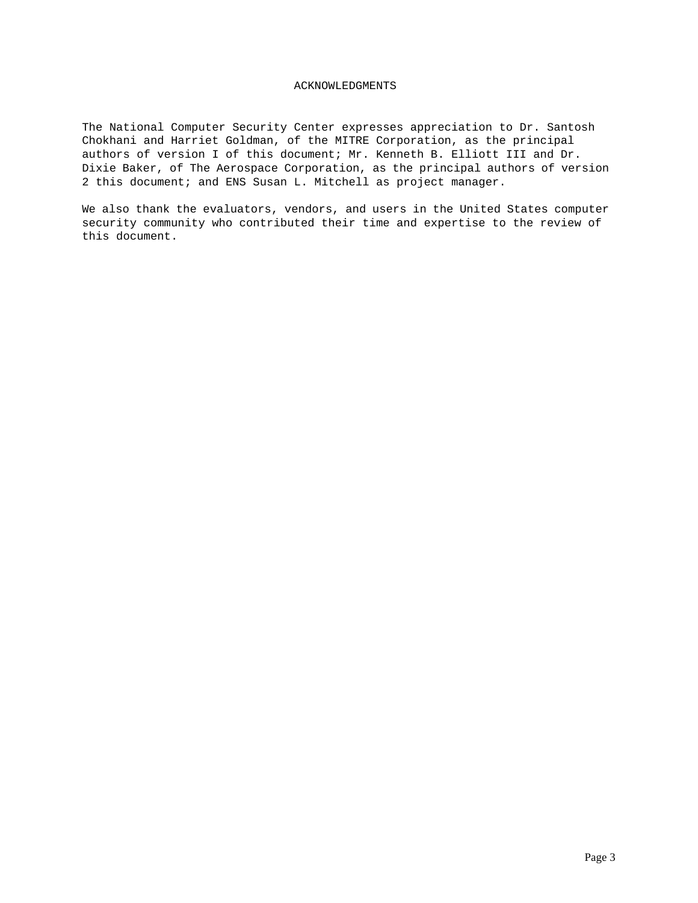# ACKNOWLEDGMENTS

The National Computer Security Center expresses appreciation to Dr. Santosh Chokhani and Harriet Goldman, of the MITRE Corporation, as the principal authors of version I of this document; Mr. Kenneth B. Elliott III and Dr. Dixie Baker, of The Aerospace Corporation, as the principal authors of version 2 this document; and ENS Susan L. Mitchell as project manager.

We also thank the evaluators, vendors, and users in the United States computer security community who contributed their time and expertise to the review of this document.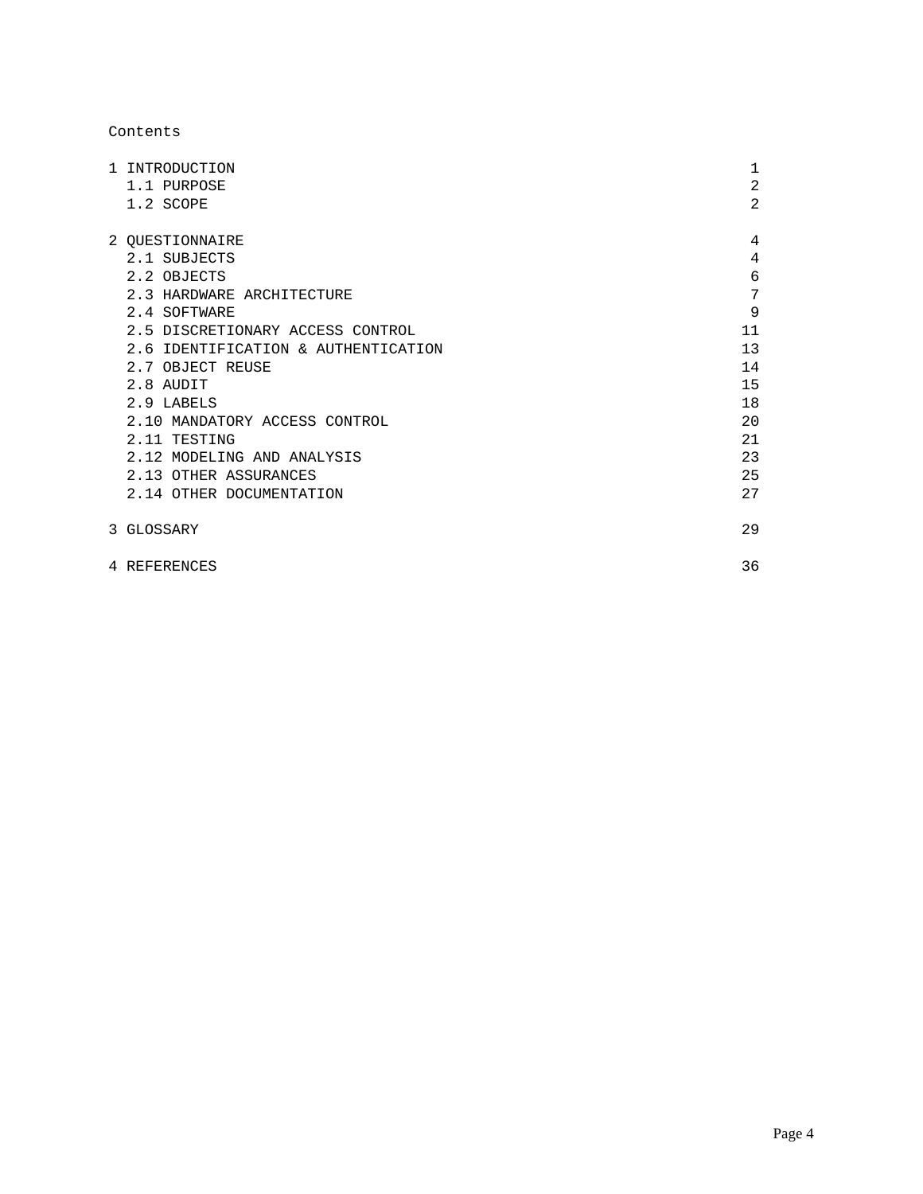Contents

| | |
|---|---|
| 1 INTRODUCTION | 1 |
| 1.1 PURPOSE | 2 |
| 1.2 SCOPE | 2 |
| 2 QUESTIONNAIRE | 4 |
| 2.1 SUBJECTS | 4 |
| 2.2 OBJECTS | 6 |
| 2.3 HARDWARE ARCHITECTURE | 7 |
| 2.4 SOFTWARE | 9 |
| 2.5 DISCRETIONARY ACCESS CONTROL | 11 |
| 2.6 IDENTIFICATION & AUTHENTICATION | 13 |
| 2.7 OBJECT REUSE | 14 |
| 2.8 AUDIT | 15 |
| 2.9 LABELS | 18 |
| 2.10 MANDATORY ACCESS CONTROL | 20 |
| 2.11 TESTING | 21 |
| 2.12 MODELING AND ANALYSIS | 23 |
| 2.13 OTHER ASSURANCES | 25 |
| 2.14 OTHER DOCUMENTATION | 27 |
| 3 GLOSSARY | 29 |
| 4 REFERENCES | 36 |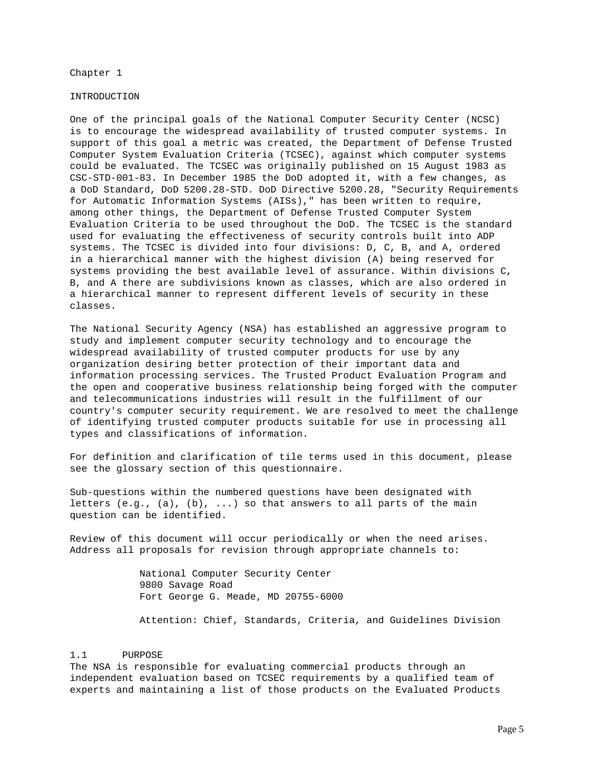# Chapter 1

## INTRODUCTION

One of the principal goals of the National Computer Security Center (NCSC) is to encourage the widespread availability of trusted computer systems. In support of this goal a metric was created, the Department of Defense Trusted Computer System Evaluation Criteria (TCSEC), against which computer systems could be evaluated. The TCSEC was originally published on 15 August 1983 as CSC-STD-001-83. In December 1985 the DoD adopted it, with a few changes, as a DoD Standard, DoD 5200.28-STD. DoD Directive 5200.28, "Security Requirements for Automatic Information Systems (AISs)," has been written to require, among other things, the Department of Defense Trusted Computer System Evaluation Criteria to be used throughout the DoD. The TCSEC is the standard used for evaluating the effectiveness of security controls built into ADP systems. The TCSEC is divided into four divisions: D, C, B, and A, ordered in a hierarchical manner with the highest division (A) being reserved for systems providing the best available level of assurance. Within divisions C, B, and A there are subdivisions known as classes, which are also ordered in a hierarchical manner to represent different levels of security in these classes.

The National Security Agency (NSA) has established an aggressive program to study and implement computer security technology and to encourage the widespread availability of trusted computer products for use by any organization desiring better protection of their important data and information processing services. The Trusted Product Evaluation Program and the open and cooperative business relationship being forged with the computer and telecommunications industries will result in the fulfillment of our country's computer security requirement. We are resolved to meet the challenge of identifying trusted computer products suitable for use in processing all types and classifications of information.

For definition and clarification of tile terms used in this document, please see the glossary section of this questionnaire.

Sub-questions within the numbered questions have been designated with letters (e.g., (a), (b), ...) so that answers to all parts of the main question can be identified.

Review of this document will occur periodically or when the need arises. Address all proposals for revision through appropriate channels to:

National Computer Security Center
9800 Savage Road
Fort George G. Meade, MD 20755-6000

Attention: Chief, Standards, Criteria, and Guidelines Division

### 1.1 PURPOSE

The NSA is responsible for evaluating commercial products through an independent evaluation based on TCSEC requirements by a qualified team of experts and maintaining a list of those products on the Evaluated Products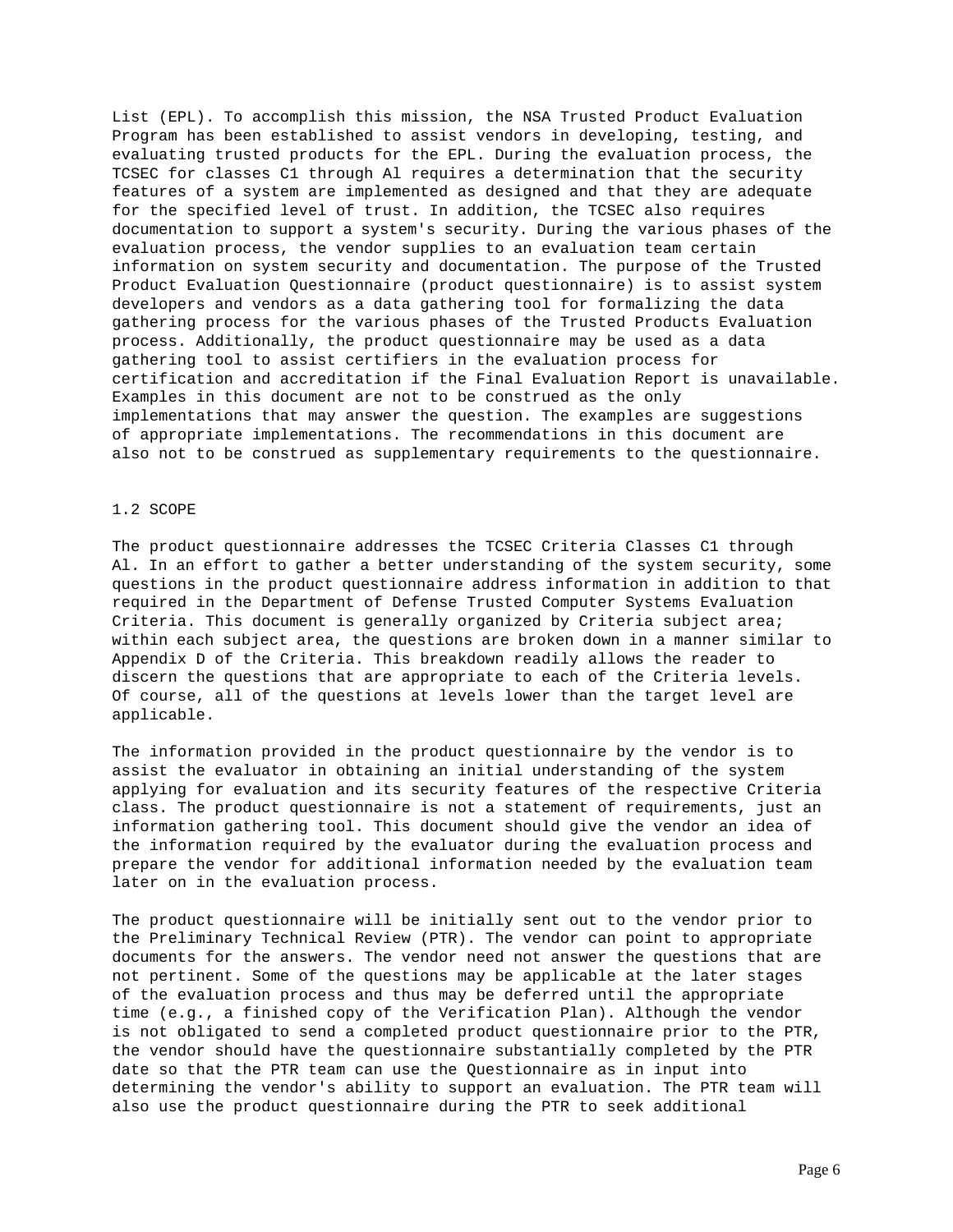List (EPL). To accomplish this mission, the NSA Trusted Product Evaluation Program has been established to assist vendors in developing, testing, and evaluating trusted products for the EPL. During the evaluation process, the TCSEC for classes C1 through Al requires a determination that the security features of a system are implemented as designed and that they are adequate for the specified level of trust. In addition, the TCSEC also requires documentation to support a system's security. During the various phases of the evaluation process, the vendor supplies to an evaluation team certain information on system security and documentation. The purpose of the Trusted Product Evaluation Questionnaire (product questionnaire) is to assist system developers and vendors as a data gathering tool for formalizing the data gathering process for the various phases of the Trusted Products Evaluation process. Additionally, the product questionnaire may be used as a data gathering tool to assist certifiers in the evaluation process for certification and accreditation if the Final Evaluation Report is unavailable. Examples in this document are not to be construed as the only implementations that may answer the question. The examples are suggestions of appropriate implementations. The recommendations in this document are also not to be construed as supplementary requirements to the questionnaire.

## 1.2 SCOPE

The product questionnaire addresses the TCSEC Criteria Classes C1 through Al. In an effort to gather a better understanding of the system security, some questions in the product questionnaire address information in addition to that required in the Department of Defense Trusted Computer Systems Evaluation Criteria. This document is generally organized by Criteria subject area; within each subject area, the questions are broken down in a manner similar to Appendix D of the Criteria. This breakdown readily allows the reader to discern the questions that are appropriate to each of the Criteria levels. Of course, all of the questions at levels lower than the target level are applicable.

The information provided in the product questionnaire by the vendor is to assist the evaluator in obtaining an initial understanding of the system applying for evaluation and its security features of the respective Criteria class. The product questionnaire is not a statement of requirements, just an information gathering tool. This document should give the vendor an idea of the information required by the evaluator during the evaluation process and prepare the vendor for additional information needed by the evaluation team later on in the evaluation process.

The product questionnaire will be initially sent out to the vendor prior to the Preliminary Technical Review (PTR). The vendor can point to appropriate documents for the answers. The vendor need not answer the questions that are not pertinent. Some of the questions may be applicable at the later stages of the evaluation process and thus may be deferred until the appropriate time (e.g., a finished copy of the Verification Plan). Although the vendor is not obligated to send a completed product questionnaire prior to the PTR, the vendor should have the questionnaire substantially completed by the PTR date so that the PTR team can use the Questionnaire as in input into determining the vendor's ability to support an evaluation. The PTR team will also use the product questionnaire during the PTR to seek additional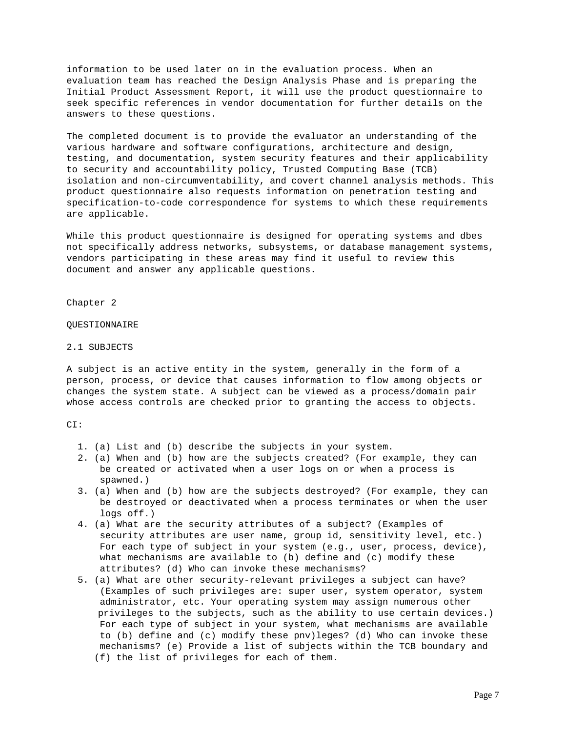information to be used later on in the evaluation process. When an evaluation team has reached the Design Analysis Phase and is preparing the Initial Product Assessment Report, it will use the product questionnaire to seek specific references in vendor documentation for further details on the answers to these questions.

The completed document is to provide the evaluator an understanding of the various hardware and software configurations, architecture and design, testing, and documentation, system security features and their applicability to security and accountability policy, Trusted Computing Base (TCB) isolation and non-circumventability, and covert channel analysis methods. This product questionnaire also requests information on penetration testing and specification-to-code correspondence for systems to which these requirements are applicable.

While this product questionnaire is designed for operating systems and dbes not specifically address networks, subsystems, or database management systems, vendors participating in these areas may find it useful to review this document and answer any applicable questions.

# Chapter 2

# QUESTIONNAIRE

## 2.1 SUBJECTS

A subject is an active entity in the system, generally in the form of a person, process, or device that causes information to flow among objects or changes the system state. A subject can be viewed as a process/domain pair whose access controls are checked prior to granting the access to objects.

CI:

1. (a) List and (b) describe the subjects in your system.
2. (a) When and (b) how are the subjects created? (For example, they can be created or activated when a user logs on or when a process is spawned.)
3. (a) When and (b) how are the subjects destroyed? (For example, they can be destroyed or deactivated when a process terminates or when the user logs off.)
4. (a) What are the security attributes of a subject? (Examples of security attributes are user name, group id, sensitivity level, etc.) For each type of subject in your system (e.g., user, process, device), what mechanisms are available to (b) define and (c) modify these attributes? (d) Who can invoke these mechanisms?
5. (a) What are other security-relevant privileges a subject can have? (Examples of such privileges are: super user, system operator, system administrator, etc. Your operating system may assign numerous other privileges to the subjects, such as the ability to use certain devices.) For each type of subject in your system, what mechanisms are available to (b) define and (c) modify these pnv)leges? (d) Who can invoke these mechanisms? (e) Provide a list of subjects within the TCB boundary and (f) the list of privileges for each of them.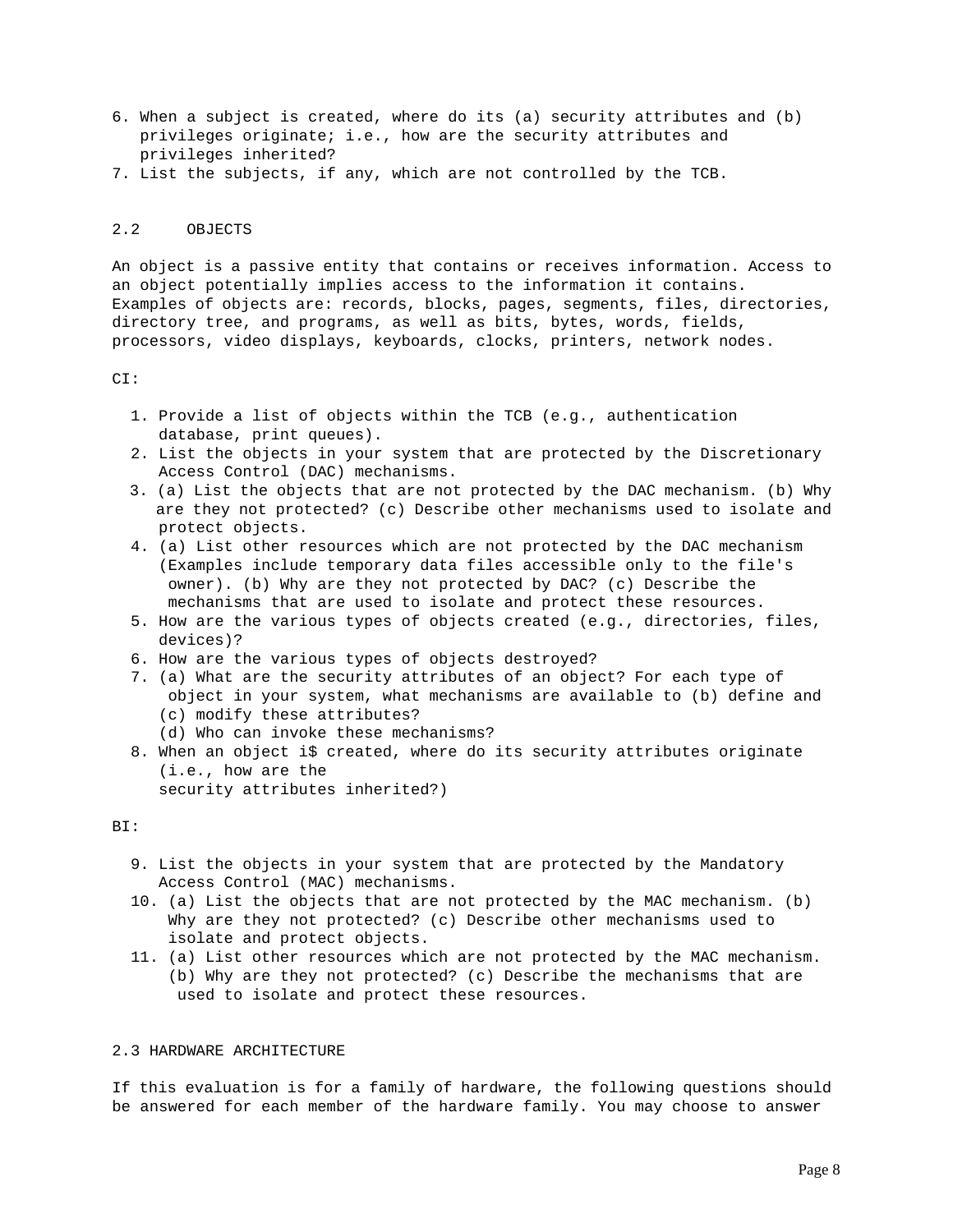6. When a subject is created, where do its (a) security attributes and (b) privileges originate; i.e., how are the security attributes and privileges inherited?
7. List the subjects, if any, which are not controlled by the TCB.

## 2.2 OBJECTS

An object is a passive entity that contains or receives information. Access to an object potentially implies access to the information it contains. Examples of objects are: records, blocks, pages, segments, files, directories, directory tree, and programs, as well as bits, bytes, words, fields, processors, video displays, keyboards, clocks, printers, network nodes.

CI:

1. Provide a list of objects within the TCB (e.g., authentication database, print queues).
2. List the objects in your system that are protected by the Discretionary Access Control (DAC) mechanisms.
3. (a) List the objects that are not protected by the DAC mechanism. (b) Why are they not protected? (c) Describe other mechanisms used to isolate and protect objects.
4. (a) List other resources which are not protected by the DAC mechanism (Examples include temporary data files accessible only to the file's owner). (b) Why are they not protected by DAC? (c) Describe the mechanisms that are used to isolate and protect these resources.
5. How are the various types of objects created (e.g., directories, files, devices)?
6. How are the various types of objects destroyed?
7. (a) What are the security attributes of an object? For each type of object in your system, what mechanisms are available to (b) define and (c) modify these attributes?
   (d) Who can invoke these mechanisms?
8. When an object i$ created, where do its security attributes originate (i.e., how are the security attributes inherited?)

BI:

9. List the objects in your system that are protected by the Mandatory Access Control (MAC) mechanisms.
10. (a) List the objects that are not protected by the MAC mechanism. (b) Why are they not protected? (c) Describe other mechanisms used to isolate and protect objects.
11. (a) List other resources which are not protected by the MAC mechanism. (b) Why are they not protected? (c) Describe the mechanisms that are used to isolate and protect these resources.

## 2.3 HARDWARE ARCHITECTURE

If this evaluation is for a family of hardware, the following questions should be answered for each member of the hardware family. You may choose to answer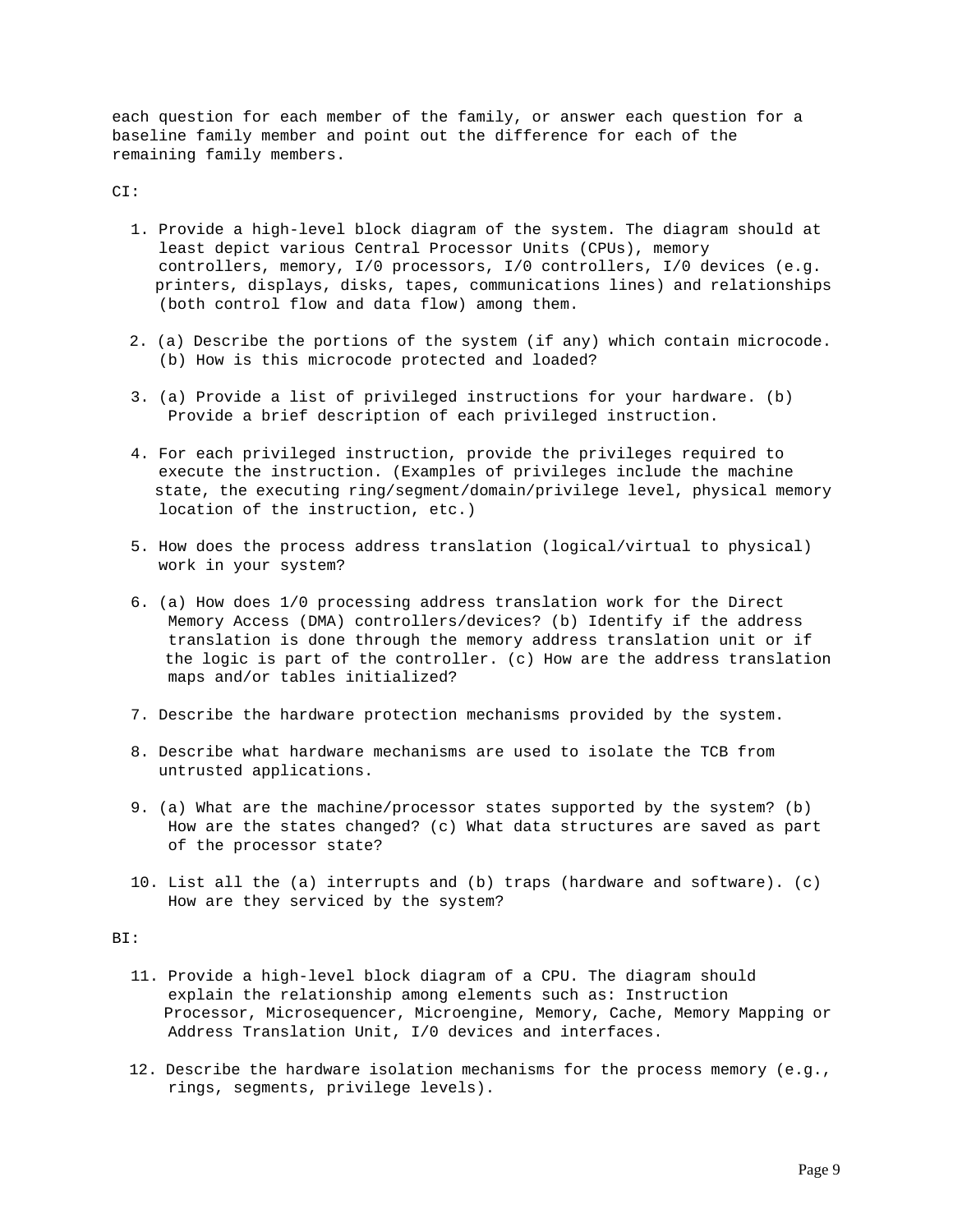each question for each member of the family, or answer each question for a baseline family member and point out the difference for each of the remaining family members.

CI:

1. Provide a high-level block diagram of the system. The diagram should at least depict various Central Processor Units (CPUs), memory controllers, memory, I/0 processors, I/0 controllers, I/0 devices (e.g. printers, displays, disks, tapes, communications lines) and relationships (both control flow and data flow) among them.

2. (a) Describe the portions of the system (if any) which contain microcode. (b) How is this microcode protected and loaded?

3. (a) Provide a list of privileged instructions for your hardware. (b) Provide a brief description of each privileged instruction.

4. For each privileged instruction, provide the privileges required to execute the instruction. (Examples of privileges include the machine state, the executing ring/segment/domain/privilege level, physical memory location of the instruction, etc.)

5. How does the process address translation (logical/virtual to physical) work in your system?

6. (a) How does 1/0 processing address translation work for the Direct Memory Access (DMA) controllers/devices? (b) Identify if the address translation is done through the memory address translation unit or if the logic is part of the controller. (c) How are the address translation maps and/or tables initialized?

7. Describe the hardware protection mechanisms provided by the system.

8. Describe what hardware mechanisms are used to isolate the TCB from untrusted applications.

9. (a) What are the machine/processor states supported by the system? (b) How are the states changed? (c) What data structures are saved as part of the processor state?

10. List all the (a) interrupts and (b) traps (hardware and software). (c) How are they serviced by the system?

BI:

11. Provide a high-level block diagram of a CPU. The diagram should explain the relationship among elements such as: Instruction Processor, Microsequencer, Microengine, Memory, Cache, Memory Mapping or Address Translation Unit, I/0 devices and interfaces.

12. Describe the hardware isolation mechanisms for the process memory (e.g., rings, segments, privilege levels).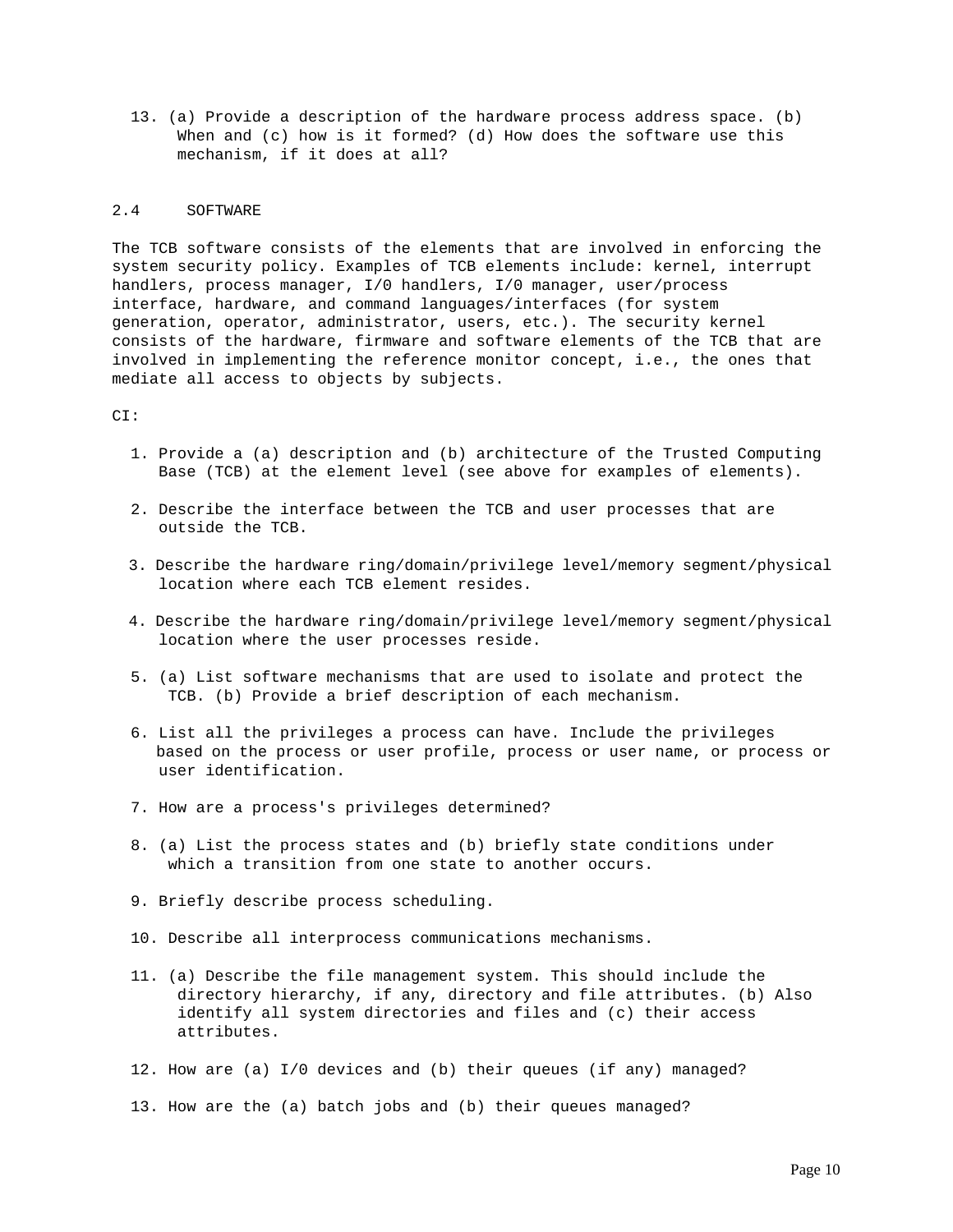13. (a) Provide a description of the hardware process address space. (b) When and (c) how is it formed? (d) How does the software use this mechanism, if it does at all?

## 2.4 SOFTWARE

The TCB software consists of the elements that are involved in enforcing the system security policy. Examples of TCB elements include: kernel, interrupt handlers, process manager, I/0 handlers, I/0 manager, user/process interface, hardware, and command languages/interfaces (for system generation, operator, administrator, users, etc.). The security kernel consists of the hardware, firmware and software elements of the TCB that are involved in implementing the reference monitor concept, i.e., the ones that mediate all access to objects by subjects.

CI:

1. Provide a (a) description and (b) architecture of the Trusted Computing Base (TCB) at the element level (see above for examples of elements).
2. Describe the interface between the TCB and user processes that are outside the TCB.
3. Describe the hardware ring/domain/privilege level/memory segment/physical location where each TCB element resides.
4. Describe the hardware ring/domain/privilege level/memory segment/physical location where the user processes reside.
5. (a) List software mechanisms that are used to isolate and protect the TCB. (b) Provide a brief description of each mechanism.
6. List all the privileges a process can have. Include the privileges based on the process or user profile, process or user name, or process or user identification.
7. How are a process's privileges determined?
8. (a) List the process states and (b) briefly state conditions under which a transition from one state to another occurs.
9. Briefly describe process scheduling.
10. Describe all interprocess communications mechanisms.
11. (a) Describe the file management system. This should include the directory hierarchy, if any, directory and file attributes. (b) Also identify all system directories and files and (c) their access attributes.
12. How are (a) I/0 devices and (b) their queues (if any) managed?
13. How are the (a) batch jobs and (b) their queues managed?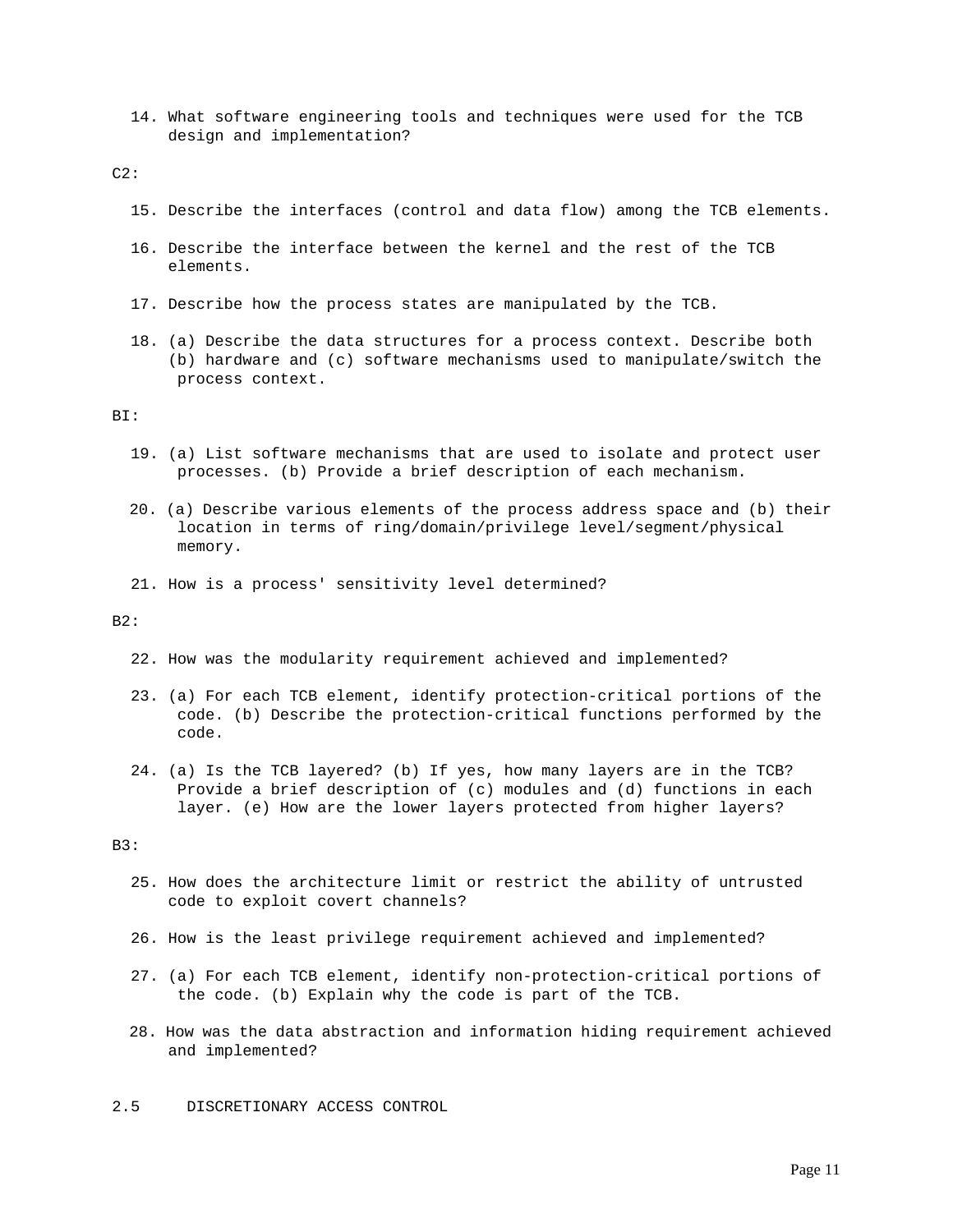14. What software engineering tools and techniques were used for the TCB design and implementation?

C2:

15. Describe the interfaces (control and data flow) among the TCB elements.

16. Describe the interface between the kernel and the rest of the TCB elements.

17. Describe how the process states are manipulated by the TCB.

18. (a) Describe the data structures for a process context. Describe both (b) hardware and (c) software mechanisms used to manipulate/switch the process context.

BI:

19. (a) List software mechanisms that are used to isolate and protect user processes. (b) Provide a brief description of each mechanism.

20. (a) Describe various elements of the process address space and (b) their location in terms of ring/domain/privilege level/segment/physical memory.

21. How is a process' sensitivity level determined?

B2:

22. How was the modularity requirement achieved and implemented?

23. (a) For each TCB element, identify protection-critical portions of the code. (b) Describe the protection-critical functions performed by the code.

24. (a) Is the TCB layered? (b) If yes, how many layers are in the TCB? Provide a brief description of (c) modules and (d) functions in each layer. (e) How are the lower layers protected from higher layers?

B3:

25. How does the architecture limit or restrict the ability of untrusted code to exploit covert channels?

26. How is the least privilege requirement achieved and implemented?

27. (a) For each TCB element, identify non-protection-critical portions of the code. (b) Explain why the code is part of the TCB.

28. How was the data abstraction and information hiding requirement achieved and implemented?

## 2.5 DISCRETIONARY ACCESS CONTROL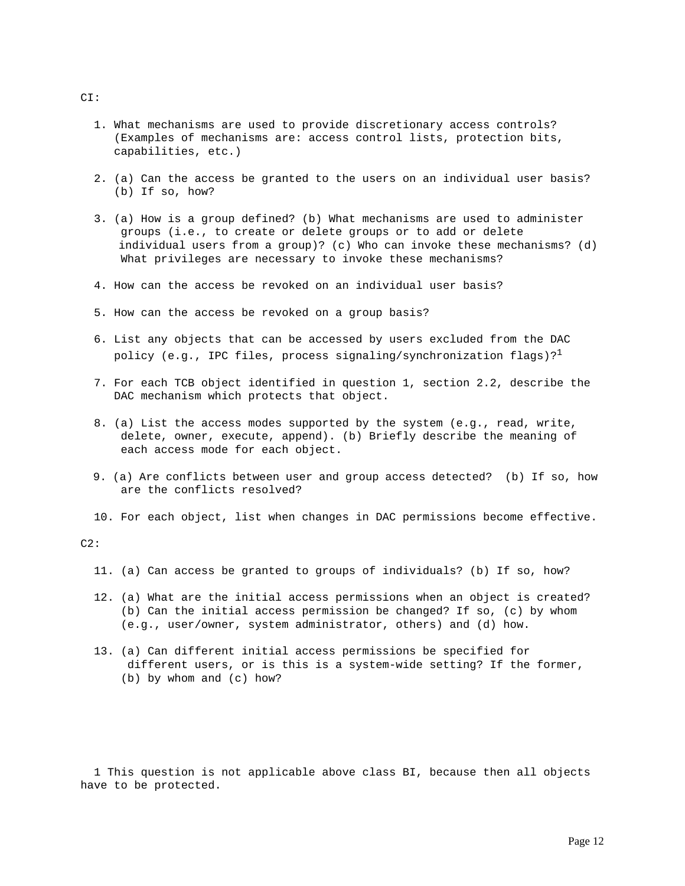CI:

1. What mechanisms are used to provide discretionary access controls? (Examples of mechanisms are: access control lists, protection bits, capabilities, etc.)

2. (a) Can the access be granted to the users on an individual user basis? (b) If so, how?

3. (a) How is a group defined? (b) What mechanisms are used to administer groups (i.e., to create or delete groups or to add or delete individual users from a group)? (c) Who can invoke these mechanisms? (d) What privileges are necessary to invoke these mechanisms?

4. How can the access be revoked on an individual user basis?

5. How can the access be revoked on a group basis?

6. List any objects that can be accessed by users excluded from the DAC policy (e.g., IPC files, process signaling/synchronization flags)?[1]

7. For each TCB object identified in question 1, section 2.2, describe the DAC mechanism which protects that object.

8. (a) List the access modes supported by the system (e.g., read, write, delete, owner, execute, append). (b) Briefly describe the meaning of each access mode for each object.

9. (a) Are conflicts between user and group access detected? (b) If so, how are the conflicts resolved?

10. For each object, list when changes in DAC permissions become effective.

C2:

11. (a) Can access be granted to groups of individuals? (b) If so, how?

12. (a) What are the initial access permissions when an object is created? (b) Can the initial access permission be changed? If so, (c) by whom (e.g., user/owner, system administrator, others) and (d) how.

13. (a) Can different initial access permissions be specified for different users, or is this is a system-wide setting? If the former, (b) by whom and (c) how?

1 This question is not applicable above class BI, because then all objects have to be protected.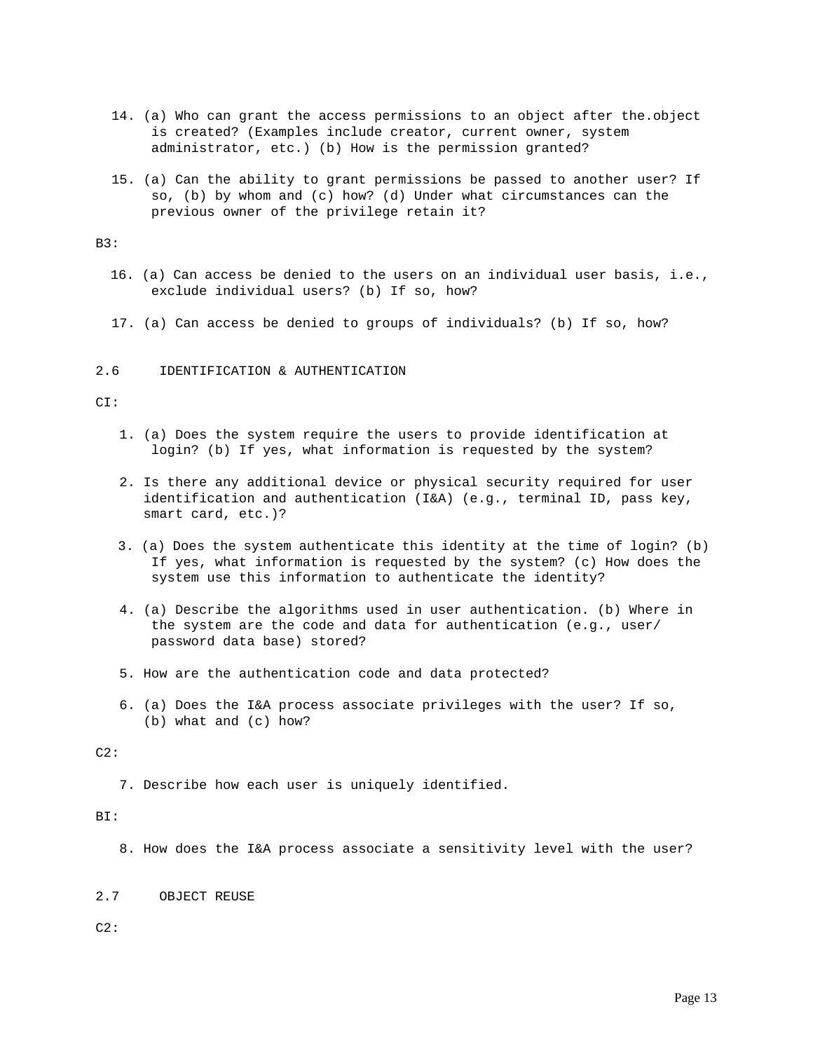14. (a) Who can grant the access permissions to an object after the.object is created? (Examples include creator, current owner, system administrator, etc.) (b) How is the permission granted?

15. (a) Can the ability to grant permissions be passed to another user? If so, (b) by whom and (c) how? (d) Under what circumstances can the previous owner of the privilege retain it?

B3:

16. (a) Can access be denied to the users on an individual user basis, i.e., exclude individual users? (b) If so, how?

17. (a) Can access be denied to groups of individuals? (b) If so, how?

## 2.6 IDENTIFICATION & AUTHENTICATION

CI:

1. (a) Does the system require the users to provide identification at login? (b) If yes, what information is requested by the system?

2. Is there any additional device or physical security required for user identification and authentication (I&A) (e.g., terminal ID, pass key, smart card, etc.)?

3. (a) Does the system authenticate this identity at the time of login? (b) If yes, what information is requested by the system? (c) How does the system use this information to authenticate the identity?

4. (a) Describe the algorithms used in user authentication. (b) Where in the system are the code and data for authentication (e.g., user/ password data base) stored?

5. How are the authentication code and data protected?

6. (a) Does the I&A process associate privileges with the user? If so, (b) what and (c) how?

C2:

7. Describe how each user is uniquely identified.

BI:

8. How does the I&A process associate a sensitivity level with the user?

## 2.7 OBJECT REUSE

C2: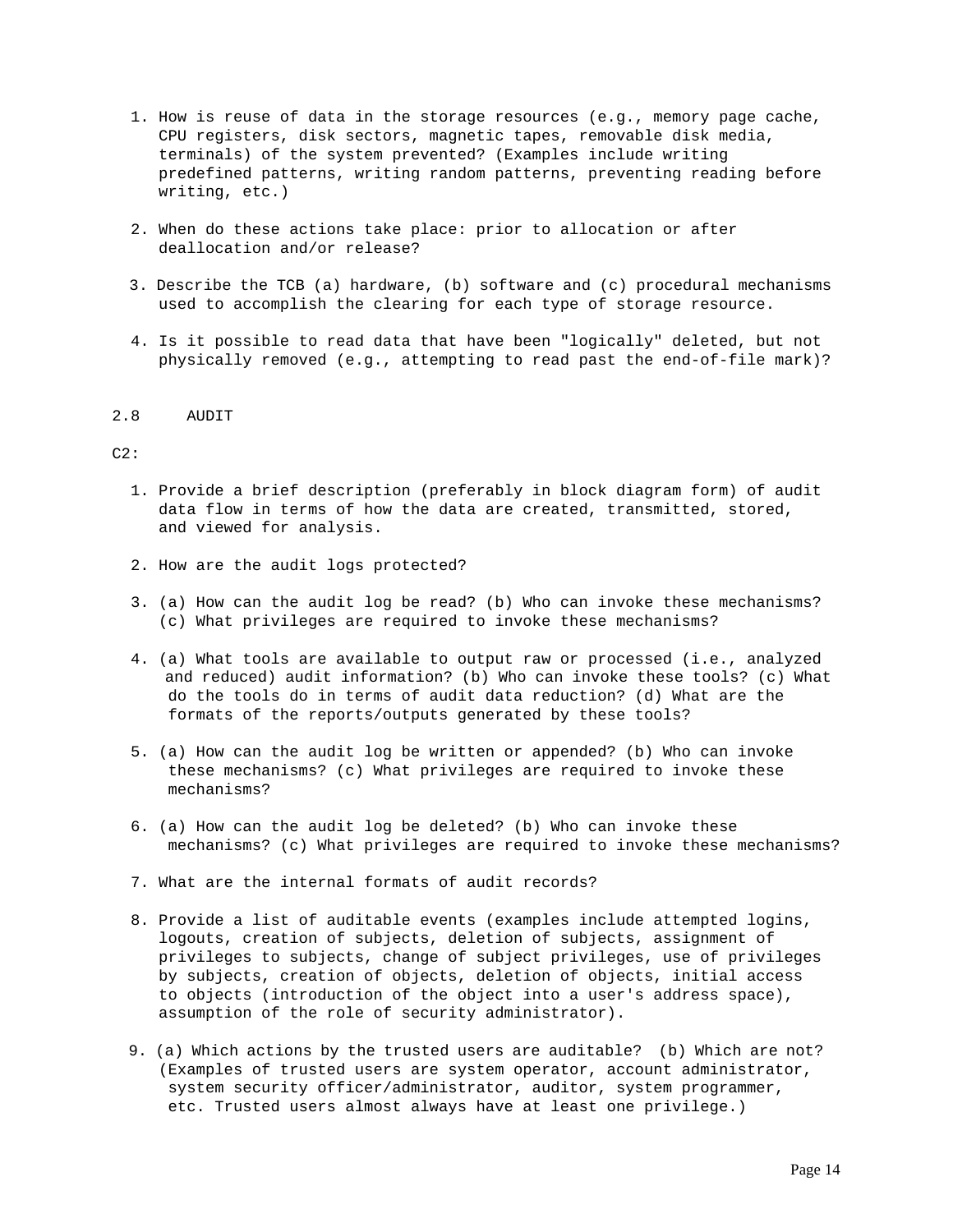1. How is reuse of data in the storage resources (e.g., memory page cache, CPU registers, disk sectors, magnetic tapes, removable disk media, terminals) of the system prevented? (Examples include writing predefined patterns, writing random patterns, preventing reading before writing, etc.)

2. When do these actions take place: prior to allocation or after deallocation and/or release?

3. Describe the TCB (a) hardware, (b) software and (c) procedural mechanisms used to accomplish the clearing for each type of storage resource.

4. Is it possible to read data that have been "logically" deleted, but not physically removed (e.g., attempting to read past the end-of-file mark)?

## 2.8 AUDIT

C2:

1. Provide a brief description (preferably in block diagram form) of audit data flow in terms of how the data are created, transmitted, stored, and viewed for analysis.

2. How are the audit logs protected?

3. (a) How can the audit log be read? (b) Who can invoke these mechanisms? (c) What privileges are required to invoke these mechanisms?

4. (a) What tools are available to output raw or processed (i.e., analyzed and reduced) audit information? (b) Who can invoke these tools? (c) What do the tools do in terms of audit data reduction? (d) What are the formats of the reports/outputs generated by these tools?

5. (a) How can the audit log be written or appended? (b) Who can invoke these mechanisms? (c) What privileges are required to invoke these mechanisms?

6. (a) How can the audit log be deleted? (b) Who can invoke these mechanisms? (c) What privileges are required to invoke these mechanisms?

7. What are the internal formats of audit records?

8. Provide a list of auditable events (examples include attempted logins, logouts, creation of subjects, deletion of subjects, assignment of privileges to subjects, change of subject privileges, use of privileges by subjects, creation of objects, deletion of objects, initial access to objects (introduction of the object into a user's address space), assumption of the role of security administrator).

9. (a) Which actions by the trusted users are auditable? (b) Which are not? (Examples of trusted users are system operator, account administrator, system security officer/administrator, auditor, system programmer, etc. Trusted users almost always have at least one privilege.)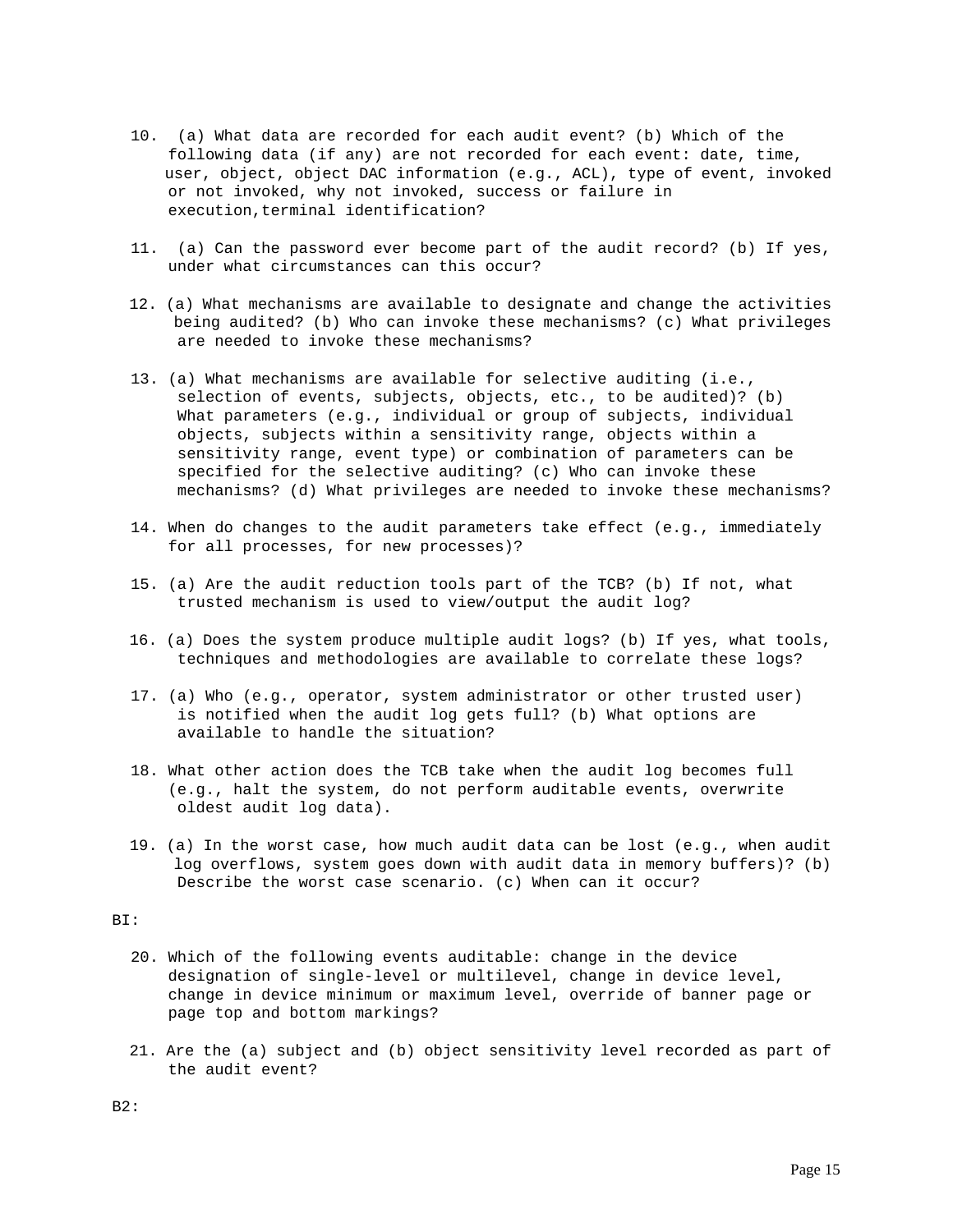10. (a) What data are recorded for each audit event? (b) Which of the following data (if any) are not recorded for each event: date, time, user, object, object DAC information (e.g., ACL), type of event, invoked or not invoked, why not invoked, success or failure in execution,terminal identification?

11. (a) Can the password ever become part of the audit record? (b) If yes, under what circumstances can this occur?

12. (a) What mechanisms are available to designate and change the activities being audited? (b) Who can invoke these mechanisms? (c) What privileges are needed to invoke these mechanisms?

13. (a) What mechanisms are available for selective auditing (i.e., selection of events, subjects, objects, etc., to be audited)? (b) What parameters (e.g., individual or group of subjects, individual objects, subjects within a sensitivity range, objects within a sensitivity range, event type) or combination of parameters can be specified for the selective auditing? (c) Who can invoke these mechanisms? (d) What privileges are needed to invoke these mechanisms?

14. When do changes to the audit parameters take effect (e.g., immediately for all processes, for new processes)?

15. (a) Are the audit reduction tools part of the TCB? (b) If not, what trusted mechanism is used to view/output the audit log?

16. (a) Does the system produce multiple audit logs? (b) If yes, what tools, techniques and methodologies are available to correlate these logs?

17. (a) Who (e.g., operator, system administrator or other trusted user) is notified when the audit log gets full? (b) What options are available to handle the situation?

18. What other action does the TCB take when the audit log becomes full (e.g., halt the system, do not perform auditable events, overwrite oldest audit log data).

19. (a) In the worst case, how much audit data can be lost (e.g., when audit log overflows, system goes down with audit data in memory buffers)? (b) Describe the worst case scenario. (c) When can it occur?

BI:

20. Which of the following events auditable: change in the device designation of single-level or multilevel, change in device level, change in device minimum or maximum level, override of banner page or page top and bottom markings?

21. Are the (a) subject and (b) object sensitivity level recorded as part of the audit event?

B2: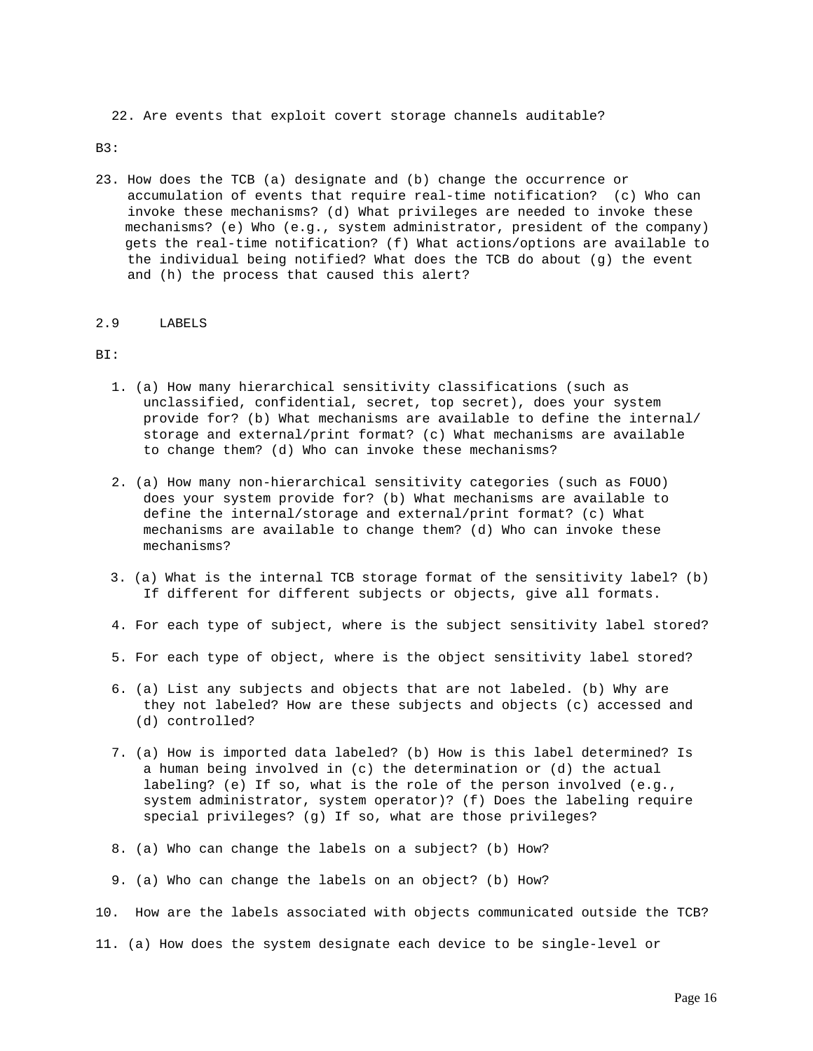22. Are events that exploit covert storage channels auditable?

B3:

23. How does the TCB (a) designate and (b) change the occurrence or accumulation of events that require real-time notification? (c) Who can invoke these mechanisms? (d) What privileges are needed to invoke these mechanisms? (e) Who (e.g., system administrator, president of the company) gets the real-time notification? (f) What actions/options are available to the individual being notified? What does the TCB do about (g) the event and (h) the process that caused this alert?

## 2.9 LABELS

BI:

1. (a) How many hierarchical sensitivity classifications (such as unclassified, confidential, secret, top secret), does your system provide for? (b) What mechanisms are available to define the internal/storage and external/print format? (c) What mechanisms are available to change them? (d) Who can invoke these mechanisms?

2. (a) How many non-hierarchical sensitivity categories (such as FOUO) does your system provide for? (b) What mechanisms are available to define the internal/storage and external/print format? (c) What mechanisms are available to change them? (d) Who can invoke these mechanisms?

3. (a) What is the internal TCB storage format of the sensitivity label? (b) If different for different subjects or objects, give all formats.

4. For each type of subject, where is the subject sensitivity label stored?

5. For each type of object, where is the object sensitivity label stored?

6. (a) List any subjects and objects that are not labeled. (b) Why are they not labeled? How are these subjects and objects (c) accessed and (d) controlled?

7. (a) How is imported data labeled? (b) How is this label determined? Is a human being involved in (c) the determination or (d) the actual labeling? (e) If so, what is the role of the person involved (e.g., system administrator, system operator)? (f) Does the labeling require special privileges? (g) If so, what are those privileges?

8. (a) Who can change the labels on a subject? (b) How?

9. (a) Who can change the labels on an object? (b) How?

10. How are the labels associated with objects communicated outside the TCB?

11. (a) How does the system designate each device to be single-level or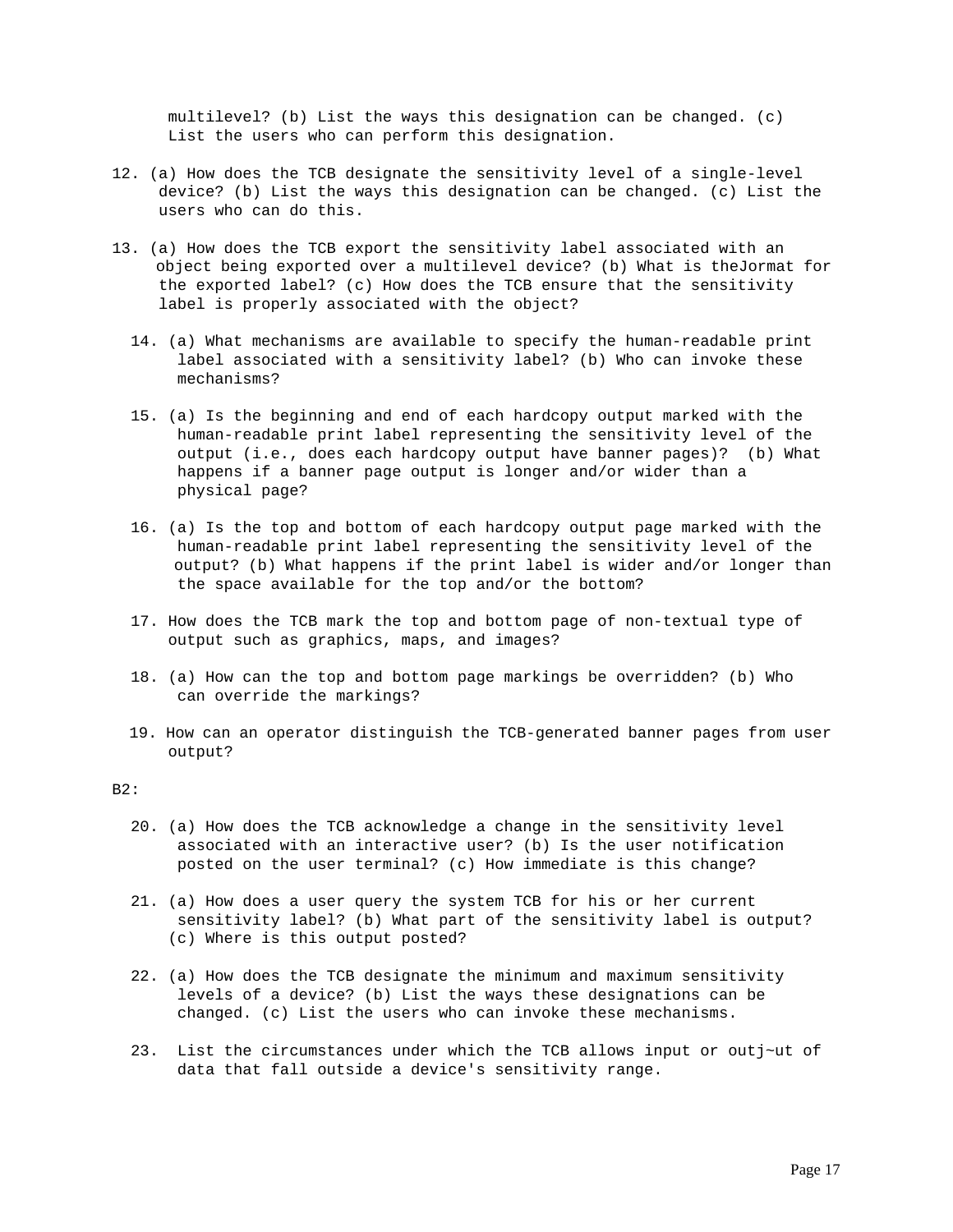multilevel? (b) List the ways this designation can be changed. (c) List the users who can perform this designation.

12. (a) How does the TCB designate the sensitivity level of a single-level device? (b) List the ways this designation can be changed. (c) List the users who can do this.

13. (a) How does the TCB export the sensitivity label associated with an object being exported over a multilevel device? (b) What is theJormat for the exported label? (c) How does the TCB ensure that the sensitivity label is properly associated with the object?

14. (a) What mechanisms are available to specify the human-readable print label associated with a sensitivity label? (b) Who can invoke these mechanisms?

15. (a) Is the beginning and end of each hardcopy output marked with the human-readable print label representing the sensitivity level of the output (i.e., does each hardcopy output have banner pages)? (b) What happens if a banner page output is longer and/or wider than a physical page?

16. (a) Is the top and bottom of each hardcopy output page marked with the human-readable print label representing the sensitivity level of the output? (b) What happens if the print label is wider and/or longer than the space available for the top and/or the bottom?

17. How does the TCB mark the top and bottom page of non-textual type of output such as graphics, maps, and images?

18. (a) How can the top and bottom page markings be overridden? (b) Who can override the markings?

19. How can an operator distinguish the TCB-generated banner pages from user output?

B2:

20. (a) How does the TCB acknowledge a change in the sensitivity level associated with an interactive user? (b) Is the user notification posted on the user terminal? (c) How immediate is this change?

21. (a) How does a user query the system TCB for his or her current sensitivity label? (b) What part of the sensitivity label is output? (c) Where is this output posted?

22. (a) How does the TCB designate the minimum and maximum sensitivity levels of a device? (b) List the ways these designations can be changed. (c) List the users who can invoke these mechanisms.

23. List the circumstances under which the TCB allows input or outj~ut of data that fall outside a device's sensitivity range.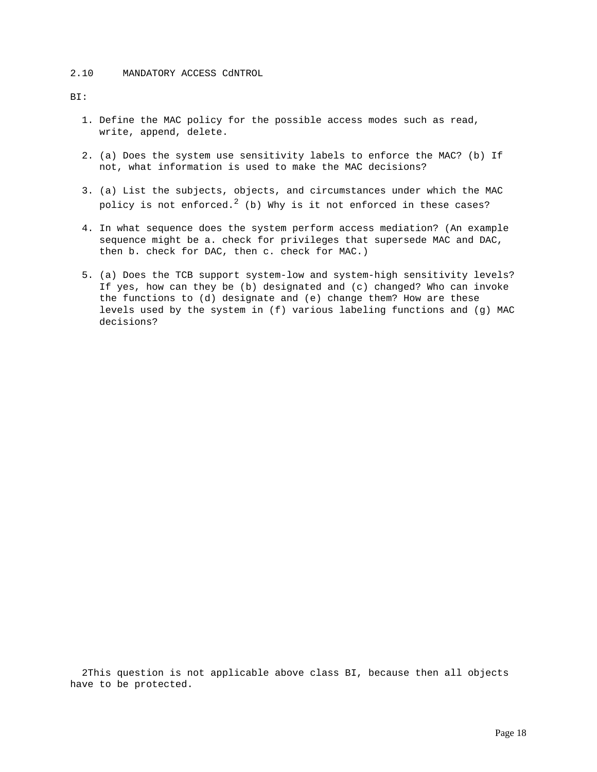## 2.10 MANDATORY ACCESS CdNTROL

BI:

1. Define the MAC policy for the possible access modes such as read, write, append, delete.

2. (a) Does the system use sensitivity labels to enforce the MAC? (b) If not, what information is used to make the MAC decisions?

3. (a) List the subjects, objects, and circumstances under which the MAC policy is not enforced.[2] (b) Why is it not enforced in these cases?

4. In what sequence does the system perform access mediation? (An example sequence might be a. check for privileges that supersede MAC and DAC, then b. check for DAC, then c. check for MAC.)

5. (a) Does the TCB support system-low and system-high sensitivity levels? If yes, how can they be (b) designated and (c) changed? Who can invoke the functions to (d) designate and (e) change them? How are these levels used by the system in (f) various labeling functions and (g) MAC decisions?

2This question is not applicable above class BI, because then all objects have to be protected.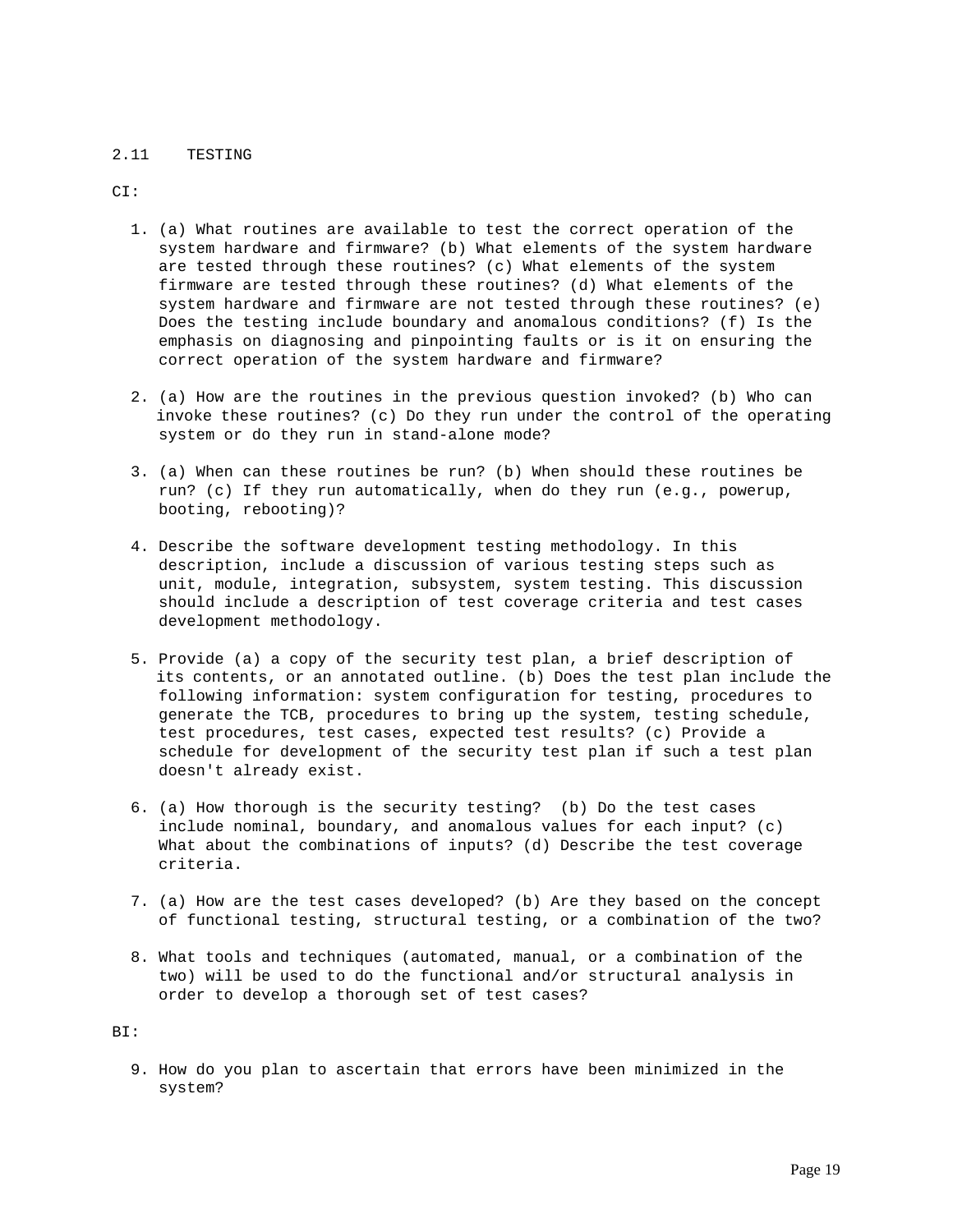## 2.11 TESTING

CI:

1. (a) What routines are available to test the correct operation of the system hardware and firmware? (b) What elements of the system hardware are tested through these routines? (c) What elements of the system firmware are tested through these routines? (d) What elements of the system hardware and firmware are not tested through these routines? (e) Does the testing include boundary and anomalous conditions? (f) Is the emphasis on diagnosing and pinpointing faults or is it on ensuring the correct operation of the system hardware and firmware?

2. (a) How are the routines in the previous question invoked? (b) Who can invoke these routines? (c) Do they run under the control of the operating system or do they run in stand-alone mode?

3. (a) When can these routines be run? (b) When should these routines be run? (c) If they run automatically, when do they run (e.g., powerup, booting, rebooting)?

4. Describe the software development testing methodology. In this description, include a discussion of various testing steps such as unit, module, integration, subsystem, system testing. This discussion should include a description of test coverage criteria and test cases development methodology.

5. Provide (a) a copy of the security test plan, a brief description of its contents, or an annotated outline. (b) Does the test plan include the following information: system configuration for testing, procedures to generate the TCB, procedures to bring up the system, testing schedule, test procedures, test cases, expected test results? (c) Provide a schedule for development of the security test plan if such a test plan doesn't already exist.

6. (a) How thorough is the security testing? (b) Do the test cases include nominal, boundary, and anomalous values for each input? (c) What about the combinations of inputs? (d) Describe the test coverage criteria.

7. (a) How are the test cases developed? (b) Are they based on the concept of functional testing, structural testing, or a combination of the two?

8. What tools and techniques (automated, manual, or a combination of the two) will be used to do the functional and/or structural analysis in order to develop a thorough set of test cases?

BI:

9. How do you plan to ascertain that errors have been minimized in the system?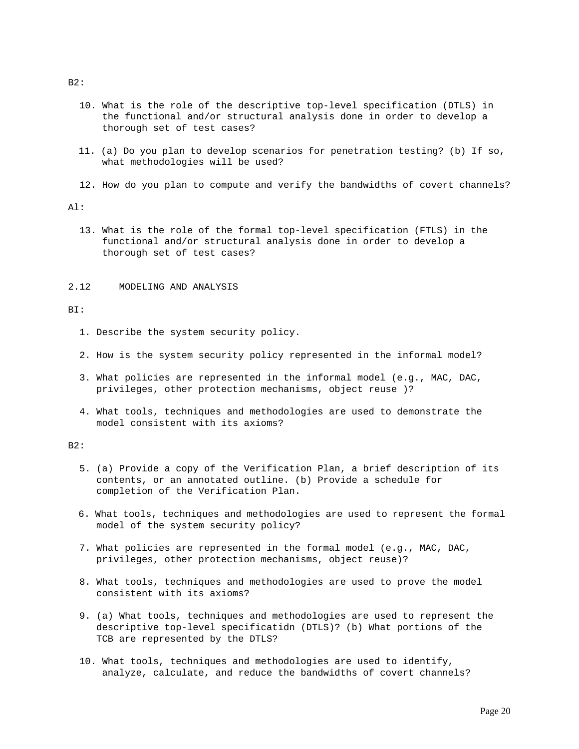B2:

10. What is the role of the descriptive top-level specification (DTLS) in the functional and/or structural analysis done in order to develop a thorough set of test cases?

11. (a) Do you plan to develop scenarios for penetration testing? (b) If so, what methodologies will be used?

12. How do you plan to compute and verify the bandwidths of covert channels?

Al:

13. What is the role of the formal top-level specification (FTLS) in the functional and/or structural analysis done in order to develop a thorough set of test cases?

## 2.12 MODELING AND ANALYSIS

BI:

1. Describe the system security policy.

2. How is the system security policy represented in the informal model?

3. What policies are represented in the informal model (e.g., MAC, DAC, privileges, other protection mechanisms, object reuse )?

4. What tools, techniques and methodologies are used to demonstrate the model consistent with its axioms?

B2:

5. (a) Provide a copy of the Verification Plan, a brief description of its contents, or an annotated outline. (b) Provide a schedule for completion of the Verification Plan.

6. What tools, techniques and methodologies are used to represent the formal model of the system security policy?

7. What policies are represented in the formal model (e.g., MAC, DAC, privileges, other protection mechanisms, object reuse)?

8. What tools, techniques and methodologies are used to prove the model consistent with its axioms?

9. (a) What tools, techniques and methodologies are used to represent the descriptive top-level specificatidn (DTLS)? (b) What portions of the TCB are represented by the DTLS?

10. What tools, techniques and methodologies are used to identify, analyze, calculate, and reduce the bandwidths of covert channels?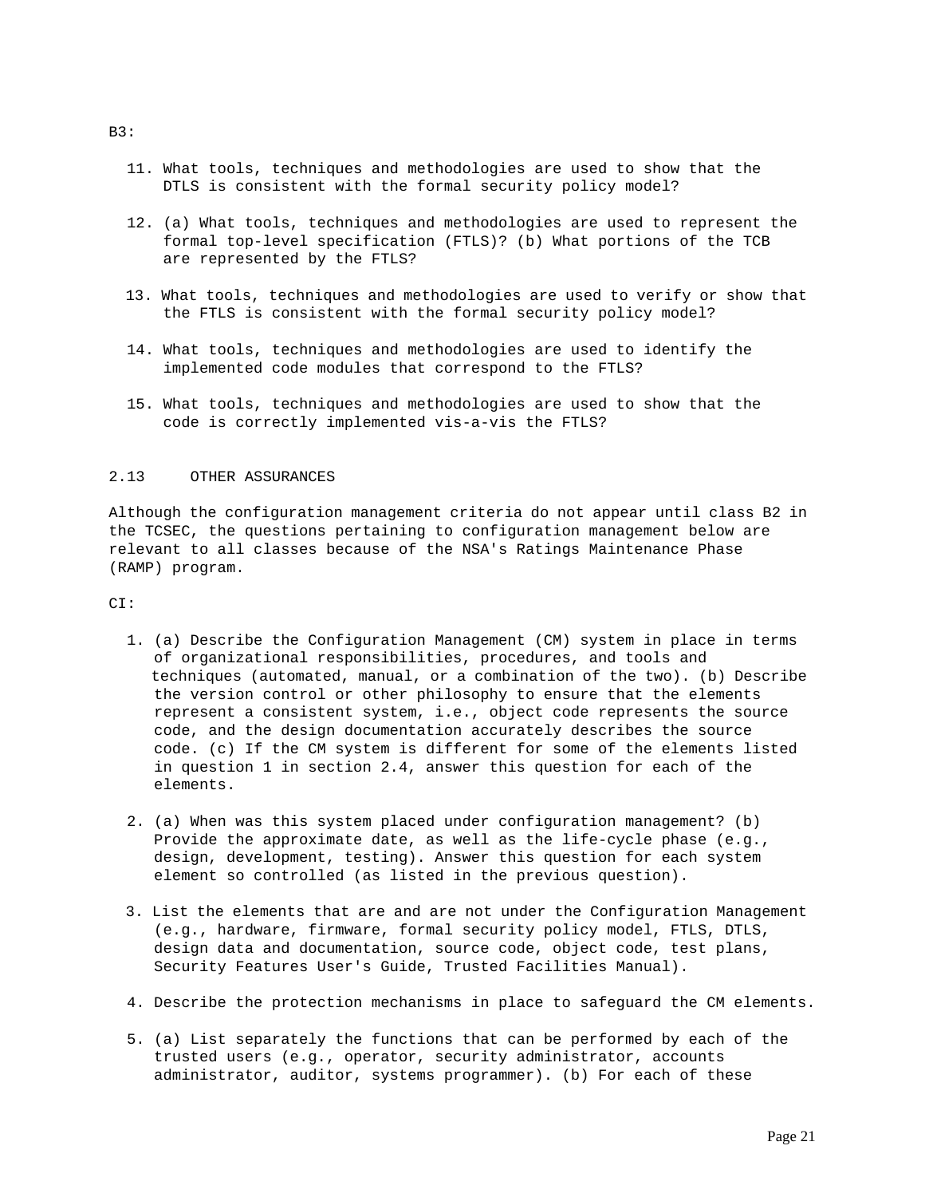B3:

11. What tools, techniques and methodologies are used to show that the DTLS is consistent with the formal security policy model?

12. (a) What tools, techniques and methodologies are used to represent the formal top-level specification (FTLS)? (b) What portions of the TCB are represented by the FTLS?

13. What tools, techniques and methodologies are used to verify or show that the FTLS is consistent with the formal security policy model?

14. What tools, techniques and methodologies are used to identify the implemented code modules that correspond to the FTLS?

15. What tools, techniques and methodologies are used to show that the code is correctly implemented vis-a-vis the FTLS?

## 2.13 OTHER ASSURANCES

Although the configuration management criteria do not appear until class B2 in the TCSEC, the questions pertaining to configuration management below are relevant to all classes because of the NSA's Ratings Maintenance Phase (RAMP) program.

CI:

1. (a) Describe the Configuration Management (CM) system in place in terms of organizational responsibilities, procedures, and tools and techniques (automated, manual, or a combination of the two). (b) Describe the version control or other philosophy to ensure that the elements represent a consistent system, i.e., object code represents the source code, and the design documentation accurately describes the source code. (c) If the CM system is different for some of the elements listed in question 1 in section 2.4, answer this question for each of the elements.

2. (a) When was this system placed under configuration management? (b) Provide the approximate date, as well as the life-cycle phase (e.g., design, development, testing). Answer this question for each system element so controlled (as listed in the previous question).

3. List the elements that are and are not under the Configuration Management (e.g., hardware, firmware, formal security policy model, FTLS, DTLS, design data and documentation, source code, object code, test plans, Security Features User's Guide, Trusted Facilities Manual).

4. Describe the protection mechanisms in place to safeguard the CM elements.

5. (a) List separately the functions that can be performed by each of the trusted users (e.g., operator, security administrator, accounts administrator, auditor, systems programmer). (b) For each of these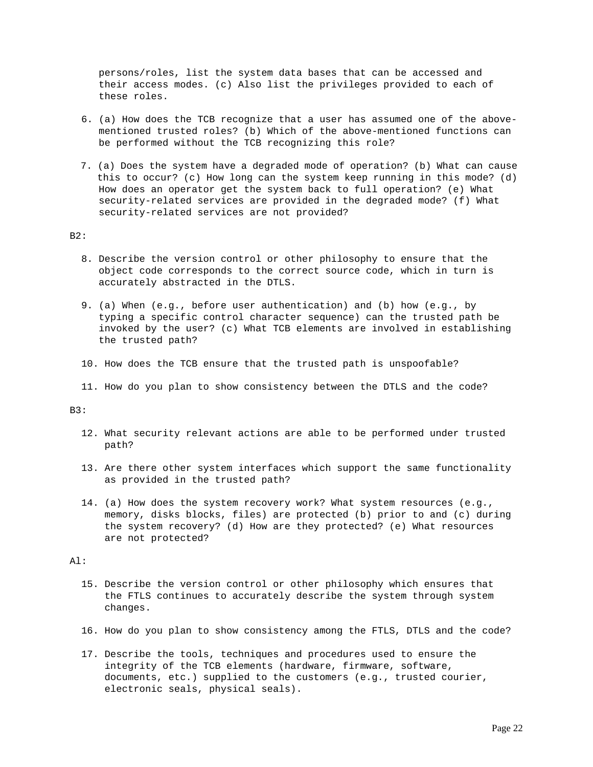persons/roles, list the system data bases that can be accessed and their access modes. (c) Also list the privileges provided to each of these roles.

6. (a) How does the TCB recognize that a user has assumed one of the above-mentioned trusted roles? (b) Which of the above-mentioned functions can be performed without the TCB recognizing this role?

7. (a) Does the system have a degraded mode of operation? (b) What can cause this to occur? (c) How long can the system keep running in this mode? (d) How does an operator get the system back to full operation? (e) What security-related services are provided in the degraded mode? (f) What security-related services are not provided?

B2:

8. Describe the version control or other philosophy to ensure that the object code corresponds to the correct source code, which in turn is accurately abstracted in the DTLS.

9. (a) When (e.g., before user authentication) and (b) how (e.g., by typing a specific control character sequence) can the trusted path be invoked by the user? (c) What TCB elements are involved in establishing the trusted path?

10. How does the TCB ensure that the trusted path is unspoofable?

11. How do you plan to show consistency between the DTLS and the code?

B3:

12. What security relevant actions are able to be performed under trusted path?

13. Are there other system interfaces which support the same functionality as provided in the trusted path?

14. (a) How does the system recovery work? What system resources (e.g., memory, disks blocks, files) are protected (b) prior to and (c) during the system recovery? (d) How are they protected? (e) What resources are not protected?

Al:

15. Describe the version control or other philosophy which ensures that the FTLS continues to accurately describe the system through system changes.

16. How do you plan to show consistency among the FTLS, DTLS and the code?

17. Describe the tools, techniques and procedures used to ensure the integrity of the TCB elements (hardware, firmware, software, documents, etc.) supplied to the customers (e.g., trusted courier, electronic seals, physical seals).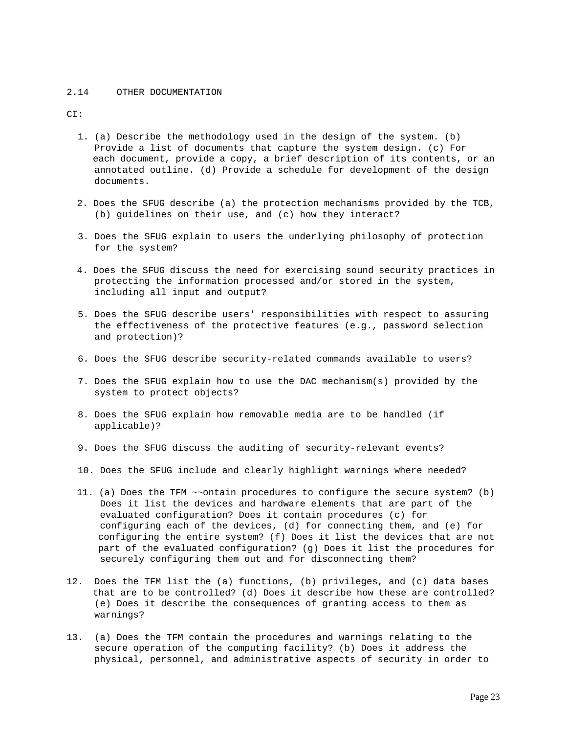## 2.14 OTHER DOCUMENTATION

CI:

1. (a) Describe the methodology used in the design of the system. (b) Provide a list of documents that capture the system design. (c) For each document, provide a copy, a brief description of its contents, or an annotated outline. (d) Provide a schedule for development of the design documents.

2. Does the SFUG describe (a) the protection mechanisms provided by the TCB, (b) guidelines on their use, and (c) how they interact?

3. Does the SFUG explain to users the underlying philosophy of protection for the system?

4. Does the SFUG discuss the need for exercising sound security practices in protecting the information processed and/or stored in the system, including all input and output?

5. Does the SFUG describe users' responsibilities with respect to assuring the effectiveness of the protective features (e.g., password selection and protection)?

6. Does the SFUG describe security-related commands available to users?

7. Does the SFUG explain how to use the DAC mechanism(s) provided by the system to protect objects?

8. Does the SFUG explain how removable media are to be handled (if applicable)?

9. Does the SFUG discuss the auditing of security-relevant events?

10. Does the SFUG include and clearly highlight warnings where needed?

11. (a) Does the TFM ~~ontain procedures to configure the secure system? (b) Does it list the devices and hardware elements that are part of the evaluated configuration? Does it contain procedures (c) for configuring each of the devices, (d) for connecting them, and (e) for configuring the entire system? (f) Does it list the devices that are not part of the evaluated configuration? (g) Does it list the procedures for securely configuring them out and for disconnecting them?

12. Does the TFM list the (a) functions, (b) privileges, and (c) data bases that are to be controlled? (d) Does it describe how these are controlled? (e) Does it describe the consequences of granting access to them as warnings?

13. (a) Does the TFM contain the procedures and warnings relating to the secure operation of the computing facility? (b) Does it address the physical, personnel, and administrative aspects of security in order to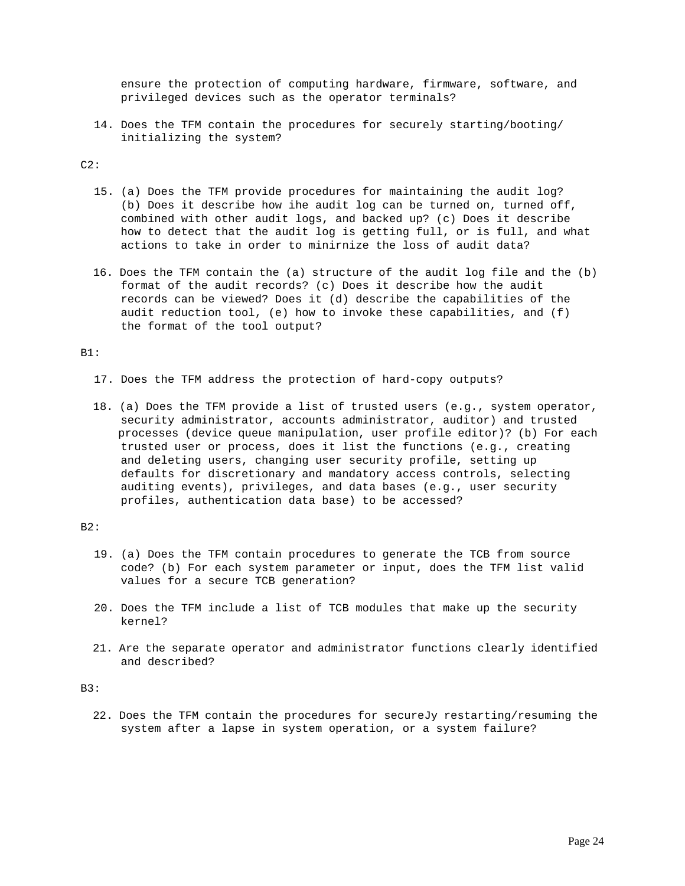ensure the protection of computing hardware, firmware, software, and privileged devices such as the operator terminals?

14. Does the TFM contain the procedures for securely starting/booting/ initializing the system?

C2:

15. (a) Does the TFM provide procedures for maintaining the audit log? (b) Does it describe how ihe audit log can be turned on, turned off, combined with other audit logs, and backed up? (c) Does it describe how to detect that the audit log is getting full, or is full, and what actions to take in order to minirnize the loss of audit data?

16. Does the TFM contain the (a) structure of the audit log file and the (b) format of the audit records? (c) Does it describe how the audit records can be viewed? Does it (d) describe the capabilities of the audit reduction tool, (e) how to invoke these capabilities, and (f) the format of the tool output?

B1:

17. Does the TFM address the protection of hard-copy outputs?

18. (a) Does the TFM provide a list of trusted users (e.g., system operator, security administrator, accounts administrator, auditor) and trusted processes (device queue manipulation, user profile editor)? (b) For each trusted user or process, does it list the functions (e.g., creating and deleting users, changing user security profile, setting up defaults for discretionary and mandatory access controls, selecting auditing events), privileges, and data bases (e.g., user security profiles, authentication data base) to be accessed?

B2:

19. (a) Does the TFM contain procedures to generate the TCB from source code? (b) For each system parameter or input, does the TFM list valid values for a secure TCB generation?

20. Does the TFM include a list of TCB modules that make up the security kernel?

21. Are the separate operator and administrator functions clearly identified and described?

B3:

22. Does the TFM contain the procedures for secureJy restarting/resuming the system after a lapse in system operation, or a system failure?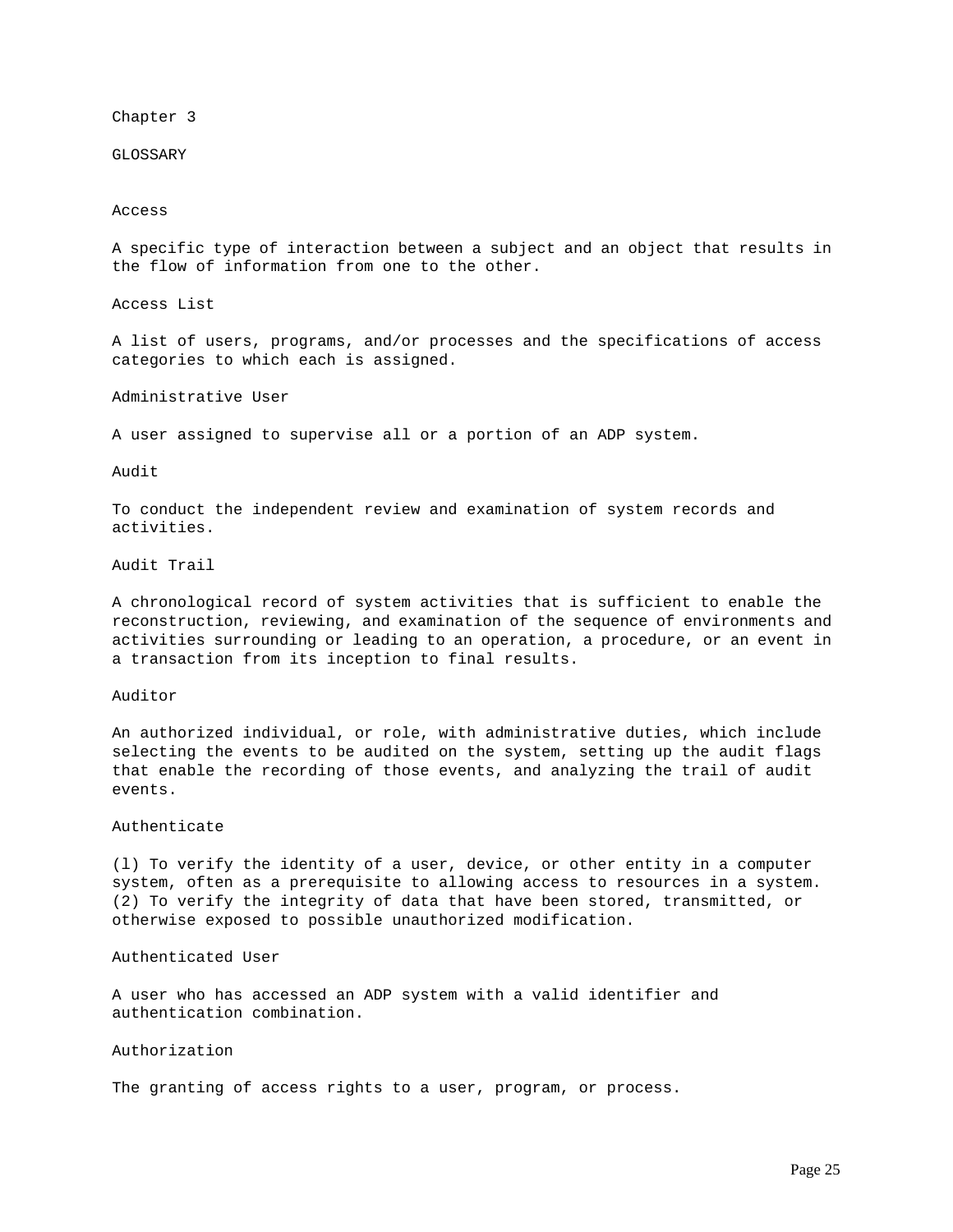# Chapter 3

## GLOSSARY

### Access

A specific type of interaction between a subject and an object that results in the flow of information from one to the other.

### Access List

A list of users, programs, and/or processes and the specifications of access categories to which each is assigned.

### Administrative User

A user assigned to supervise all or a portion of an ADP system.

### Audit

To conduct the independent review and examination of system records and activities.

### Audit Trail

A chronological record of system activities that is sufficient to enable the reconstruction, reviewing, and examination of the sequence of environments and activities surrounding or leading to an operation, a procedure, or an event in a transaction from its inception to final results.

### Auditor

An authorized individual, or role, with administrative duties, which include selecting the events to be audited on the system, setting up the audit flags that enable the recording of those events, and analyzing the trail of audit events.

### Authenticate

(l) To verify the identity of a user, device, or other entity in a computer system, often as a prerequisite to allowing access to resources in a system. (2) To verify the integrity of data that have been stored, transmitted, or otherwise exposed to possible unauthorized modification.

### Authenticated User

A user who has accessed an ADP system with a valid identifier and authentication combination.

### Authorization

The granting of access rights to a user, program, or process.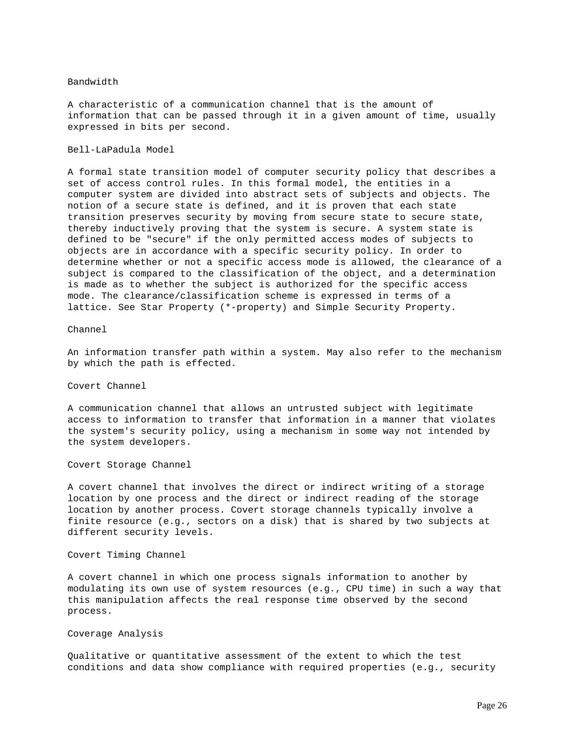### Bandwidth

A characteristic of a communication channel that is the amount of information that can be passed through it in a given amount of time, usually expressed in bits per second.

### Bell-LaPadula Model

A formal state transition model of computer security policy that describes a set of access control rules. In this formal model, the entities in a computer system are divided into abstract sets of subjects and objects. The notion of a secure state is defined, and it is proven that each state transition preserves security by moving from secure state to secure state, thereby inductively proving that the system is secure. A system state is defined to be "secure" if the only permitted access modes of subjects to objects are in accordance with a specific security policy. In order to determine whether or not a specific access mode is allowed, the clearance of a subject is compared to the classification of the object, and a determination is made as to whether the subject is authorized for the specific access mode. The clearance/classification scheme is expressed in terms of a lattice. See Star Property (*-property) and Simple Security Property.

### Channel

An information transfer path within a system. May also refer to the mechanism by which the path is effected.

### Covert Channel

A communication channel that allows an untrusted subject with legitimate access to information to transfer that information in a manner that violates the system's security policy, using a mechanism in some way not intended by the system developers.

### Covert Storage Channel

A covert channel that involves the direct or indirect writing of a storage location by one process and the direct or indirect reading of the storage location by another process. Covert storage channels typically involve a finite resource (e.g., sectors on a disk) that is shared by two subjects at different security levels.

### Covert Timing Channel

A covert channel in which one process signals information to another by modulating its own use of system resources (e.g., CPU time) in such a way that this manipulation affects the real response time observed by the second process.

### Coverage Analysis

Qualitative or quantitative assessment of the extent to which the test conditions and data show compliance with required properties (e.g., security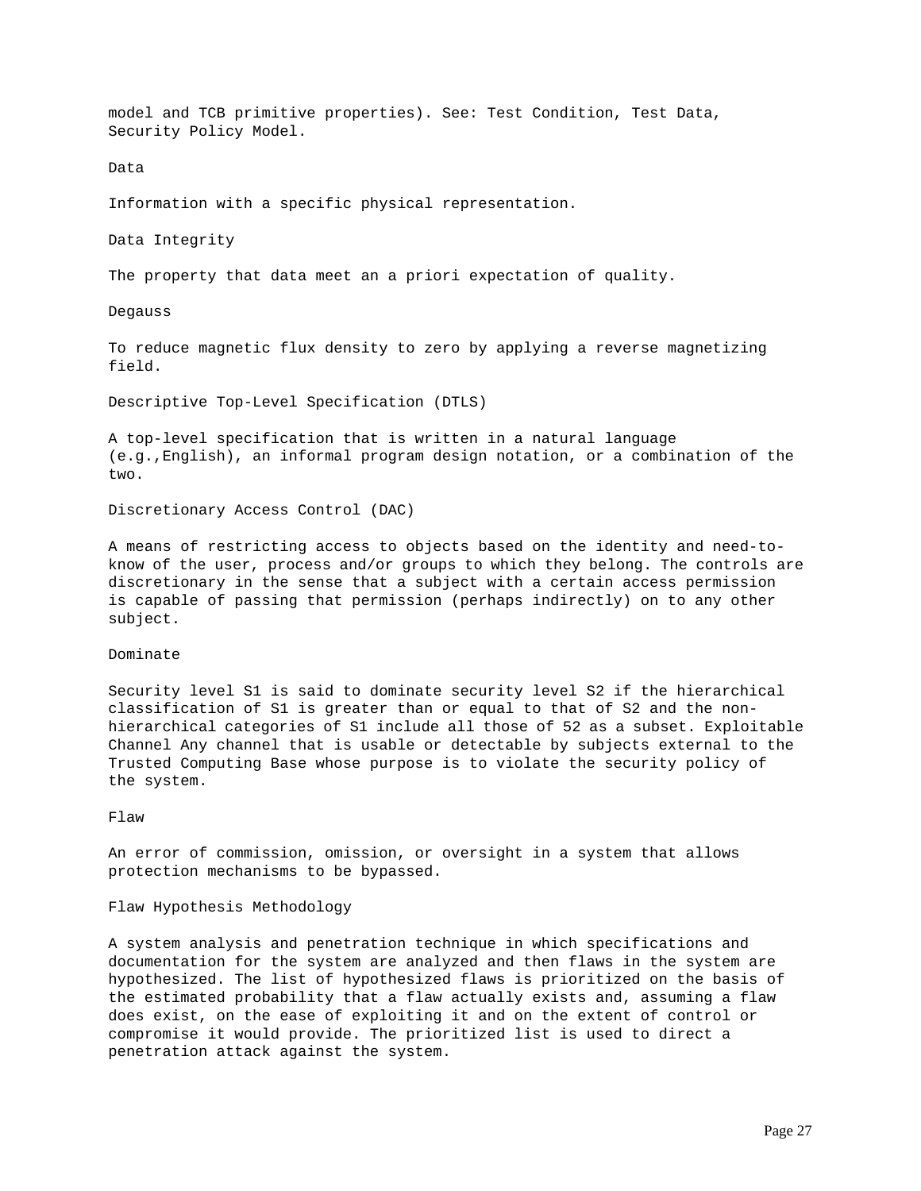model and TCB primitive properties). See: Test Condition, Test Data, Security Policy Model.

Data

Information with a specific physical representation.

Data Integrity

The property that data meet an a priori expectation of quality.

Degauss

To reduce magnetic flux density to zero by applying a reverse magnetizing field.

Descriptive Top-Level Specification (DTLS)

A top-level specification that is written in a natural language (e.g.,English), an informal program design notation, or a combination of the two.

Discretionary Access Control (DAC)

A means of restricting access to objects based on the identity and need-to-know of the user, process and/or groups to which they belong. The controls are discretionary in the sense that a subject with a certain access permission is capable of passing that permission (perhaps indirectly) on to any other subject.

Dominate

Security level S1 is said to dominate security level S2 if the hierarchical classification of S1 is greater than or equal to that of S2 and the non-hierarchical categories of S1 include all those of 52 as a subset. Exploitable Channel Any channel that is usable or detectable by subjects external to the Trusted Computing Base whose purpose is to violate the security policy of the system.

Flaw

An error of commission, omission, or oversight in a system that allows protection mechanisms to be bypassed.

Flaw Hypothesis Methodology

A system analysis and penetration technique in which specifications and documentation for the system are analyzed and then flaws in the system are hypothesized. The list of hypothesized flaws is prioritized on the basis of the estimated probability that a flaw actually exists and, assuming a flaw does exist, on the ease of exploiting it and on the extent of control or compromise it would provide. The prioritized list is used to direct a penetration attack against the system.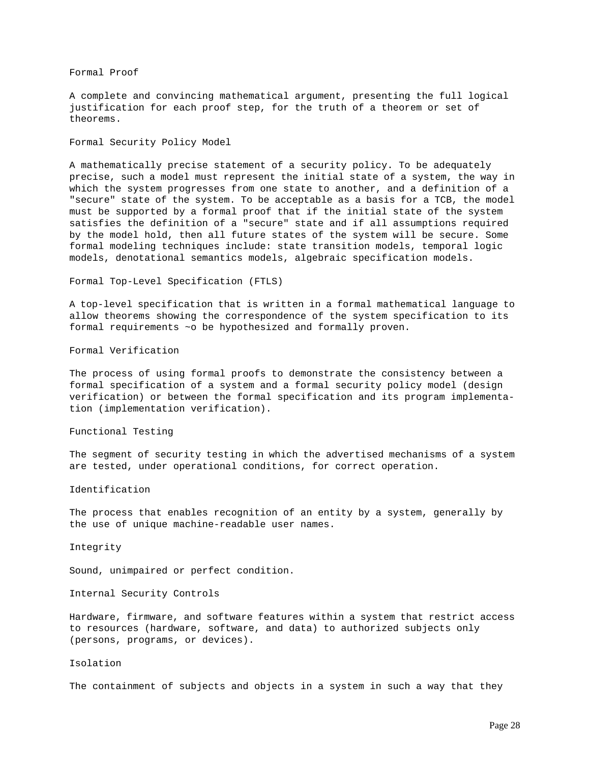### Formal Proof

A complete and convincing mathematical argument, presenting the full logical justification for each proof step, for the truth of a theorem or set of theorems.

### Formal Security Policy Model

A mathematically precise statement of a security policy. To be adequately precise, such a model must represent the initial state of a system, the way in which the system progresses from one state to another, and a definition of a "secure" state of the system. To be acceptable as a basis for a TCB, the model must be supported by a formal proof that if the initial state of the system satisfies the definition of a "secure" state and if all assumptions required by the model hold, then all future states of the system will be secure. Some formal modeling techniques include: state transition models, temporal logic models, denotational semantics models, algebraic specification models.

### Formal Top-Level Specification (FTLS)

A top-level specification that is written in a formal mathematical language to allow theorems showing the correspondence of the system specification to its formal requirements ~o be hypothesized and formally proven.

### Formal Verification

The process of using formal proofs to demonstrate the consistency between a formal specification of a system and a formal security policy model (design verification) or between the formal specification and its program implementation (implementation verification).

### Functional Testing

The segment of security testing in which the advertised mechanisms of a system are tested, under operational conditions, for correct operation.

### Identification

The process that enables recognition of an entity by a system, generally by the use of unique machine-readable user names.

### Integrity

Sound, unimpaired or perfect condition.

### Internal Security Controls

Hardware, firmware, and software features within a system that restrict access to resources (hardware, software, and data) to authorized subjects only (persons, programs, or devices).

### Isolation

The containment of subjects and objects in a system in such a way that they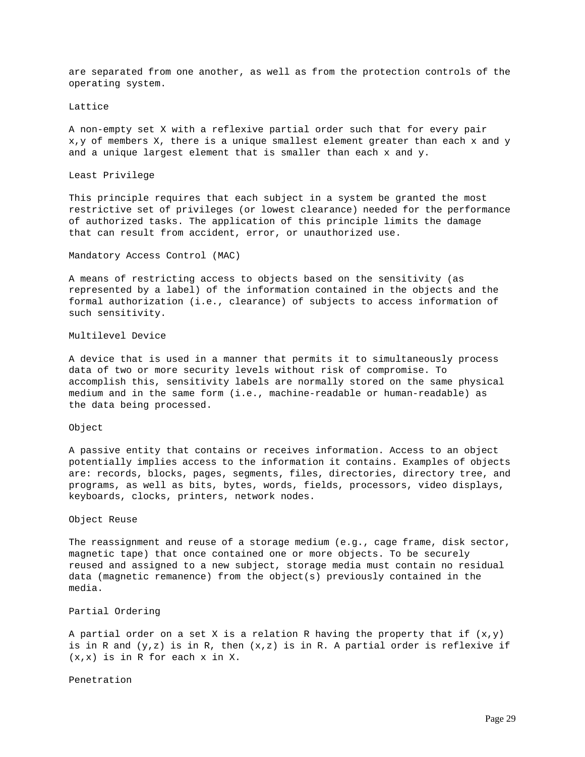are separated from one another, as well as from the protection controls of the operating system.

### Lattice

A non-empty set X with a reflexive partial order such that for every pair x,y of members X, there is a unique smallest element greater than each x and y and a unique largest element that is smaller than each x and y.

### Least Privilege

This principle requires that each subject in a system be granted the most restrictive set of privileges (or lowest clearance) needed for the performance of authorized tasks. The application of this principle limits the damage that can result from accident, error, or unauthorized use.

### Mandatory Access Control (MAC)

A means of restricting access to objects based on the sensitivity (as represented by a label) of the information contained in the objects and the formal authorization (i.e., clearance) of subjects to access information of such sensitivity.

### Multilevel Device

A device that is used in a manner that permits it to simultaneously process data of two or more security levels without risk of compromise. To accomplish this, sensitivity labels are normally stored on the same physical medium and in the same form (i.e., machine-readable or human-readable) as the data being processed.

### Object

A passive entity that contains or receives information. Access to an object potentially implies access to the information it contains. Examples of objects are: records, blocks, pages, segments, files, directories, directory tree, and programs, as well as bits, bytes, words, fields, processors, video displays, keyboards, clocks, printers, network nodes.

### Object Reuse

The reassignment and reuse of a storage medium (e.g., cage frame, disk sector, magnetic tape) that once contained one or more objects. To be securely reused and assigned to a new subject, storage media must contain no residual data (magnetic remanence) from the object(s) previously contained in the media.

### Partial Ordering

A partial order on a set X is a relation R having the property that if (x,y) is in R and (y,z) is in R, then (x,z) is in R. A partial order is reflexive if (x,x) is in R for each x in X.

### Penetration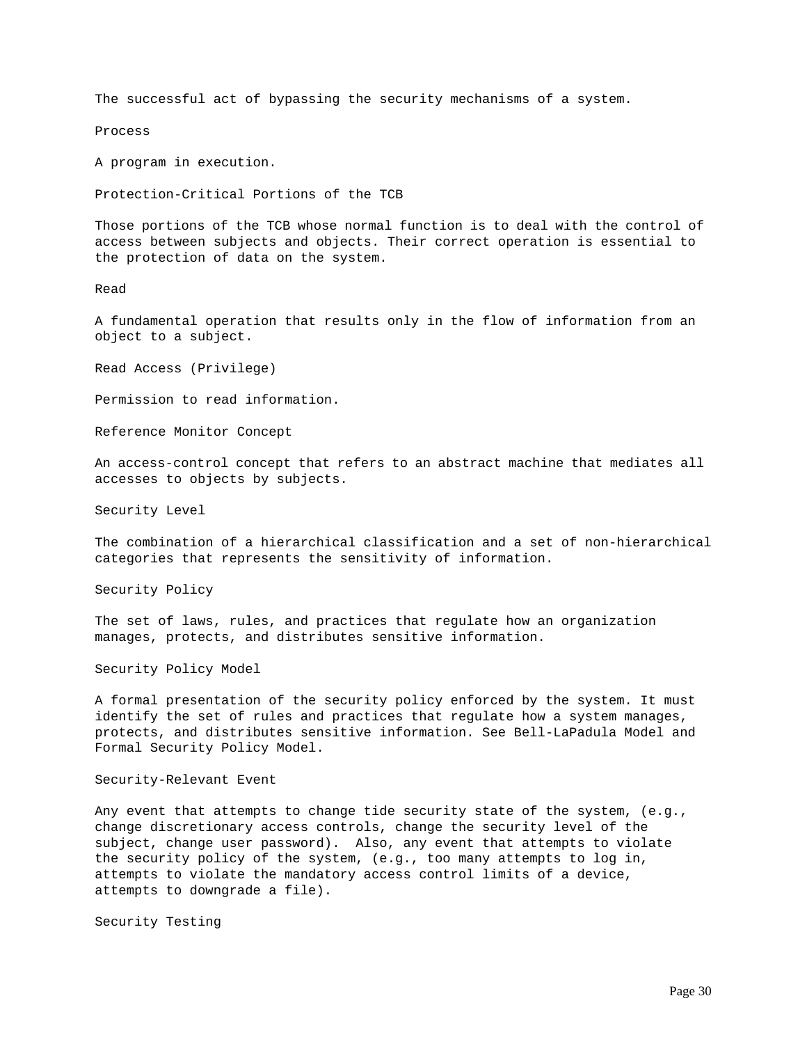The successful act of bypassing the security mechanisms of a system.

Process

A program in execution.

Protection-Critical Portions of the TCB

Those portions of the TCB whose normal function is to deal with the control of access between subjects and objects. Their correct operation is essential to the protection of data on the system.

Read

A fundamental operation that results only in the flow of information from an object to a subject.

Read Access (Privilege)

Permission to read information.

Reference Monitor Concept

An access-control concept that refers to an abstract machine that mediates all accesses to objects by subjects.

Security Level

The combination of a hierarchical classification and a set of non-hierarchical categories that represents the sensitivity of information.

Security Policy

The set of laws, rules, and practices that regulate how an organization manages, protects, and distributes sensitive information.

Security Policy Model

A formal presentation of the security policy enforced by the system. It must identify the set of rules and practices that regulate how a system manages, protects, and distributes sensitive information. See Bell-LaPadula Model and Formal Security Policy Model.

Security-Relevant Event

Any event that attempts to change tide security state of the system, (e.g., change discretionary access controls, change the security level of the subject, change user password). Also, any event that attempts to violate the security policy of the system, (e.g., too many attempts to log in, attempts to violate the mandatory access control limits of a device, attempts to downgrade a file).

Security Testing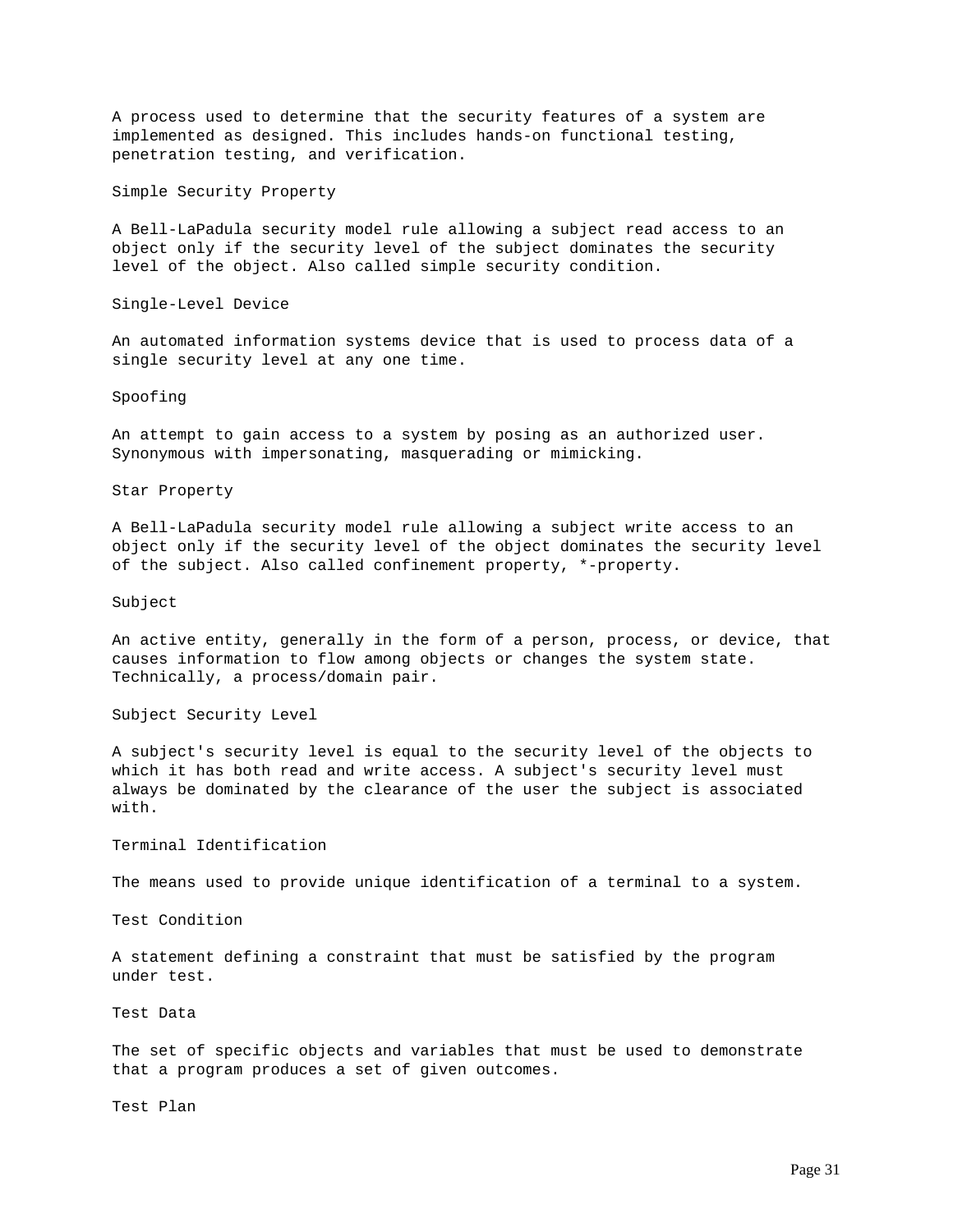A process used to determine that the security features of a system are implemented as designed. This includes hands-on functional testing, penetration testing, and verification.

### Simple Security Property

A Bell-LaPadula security model rule allowing a subject read access to an object only if the security level of the subject dominates the security level of the object. Also called simple security condition.

### Single-Level Device

An automated information systems device that is used to process data of a single security level at any one time.

### Spoofing

An attempt to gain access to a system by posing as an authorized user. Synonymous with impersonating, masquerading or mimicking.

### Star Property

A Bell-LaPadula security model rule allowing a subject write access to an object only if the security level of the object dominates the security level of the subject. Also called confinement property, *-property.

### Subject

An active entity, generally in the form of a person, process, or device, that causes information to flow among objects or changes the system state. Technically, a process/domain pair.

### Subject Security Level

A subject's security level is equal to the security level of the objects to which it has both read and write access. A subject's security level must always be dominated by the clearance of the user the subject is associated with.

### Terminal Identification

The means used to provide unique identification of a terminal to a system.

### Test Condition

A statement defining a constraint that must be satisfied by the program under test.

### Test Data

The set of specific objects and variables that must be used to demonstrate that a program produces a set of given outcomes.

### Test Plan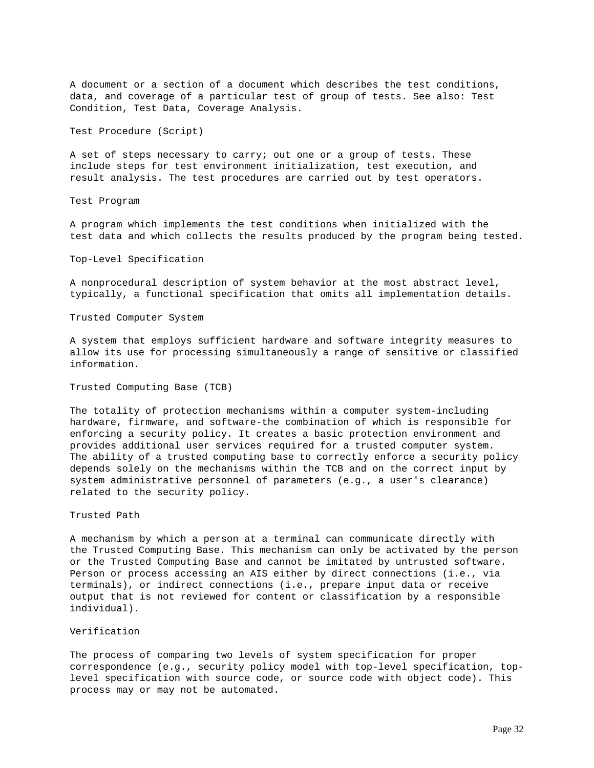A document or a section of a document which describes the test conditions, data, and coverage of a particular test of group of tests. See also: Test Condition, Test Data, Coverage Analysis.

Test Procedure (Script)

A set of steps necessary to carry; out one or a group of tests. These include steps for test environment initialization, test execution, and result analysis. The test procedures are carried out by test operators.

Test Program

A program which implements the test conditions when initialized with the test data and which collects the results produced by the program being tested.

Top-Level Specification

A nonprocedural description of system behavior at the most abstract level, typically, a functional specification that omits all implementation details.

Trusted Computer System

A system that employs sufficient hardware and software integrity measures to allow its use for processing simultaneously a range of sensitive or classified information.

Trusted Computing Base (TCB)

The totality of protection mechanisms within a computer system-including hardware, firmware, and software-the combination of which is responsible for enforcing a security policy. It creates a basic protection environment and provides additional user services required for a trusted computer system. The ability of a trusted computing base to correctly enforce a security policy depends solely on the mechanisms within the TCB and on the correct input by system administrative personnel of parameters (e.g., a user's clearance) related to the security policy.

Trusted Path

A mechanism by which a person at a terminal can communicate directly with the Trusted Computing Base. This mechanism can only be activated by the person or the Trusted Computing Base and cannot be imitated by untrusted software. Person or process accessing an AIS either by direct connections (i.e., via terminals), or indirect connections (i.e., prepare input data or receive output that is not reviewed for content or classification by a responsible individual).

Verification

The process of comparing two levels of system specification for proper correspondence (e.g., security policy model with top-level specification, top-level specification with source code, or source code with object code). This process may or may not be automated.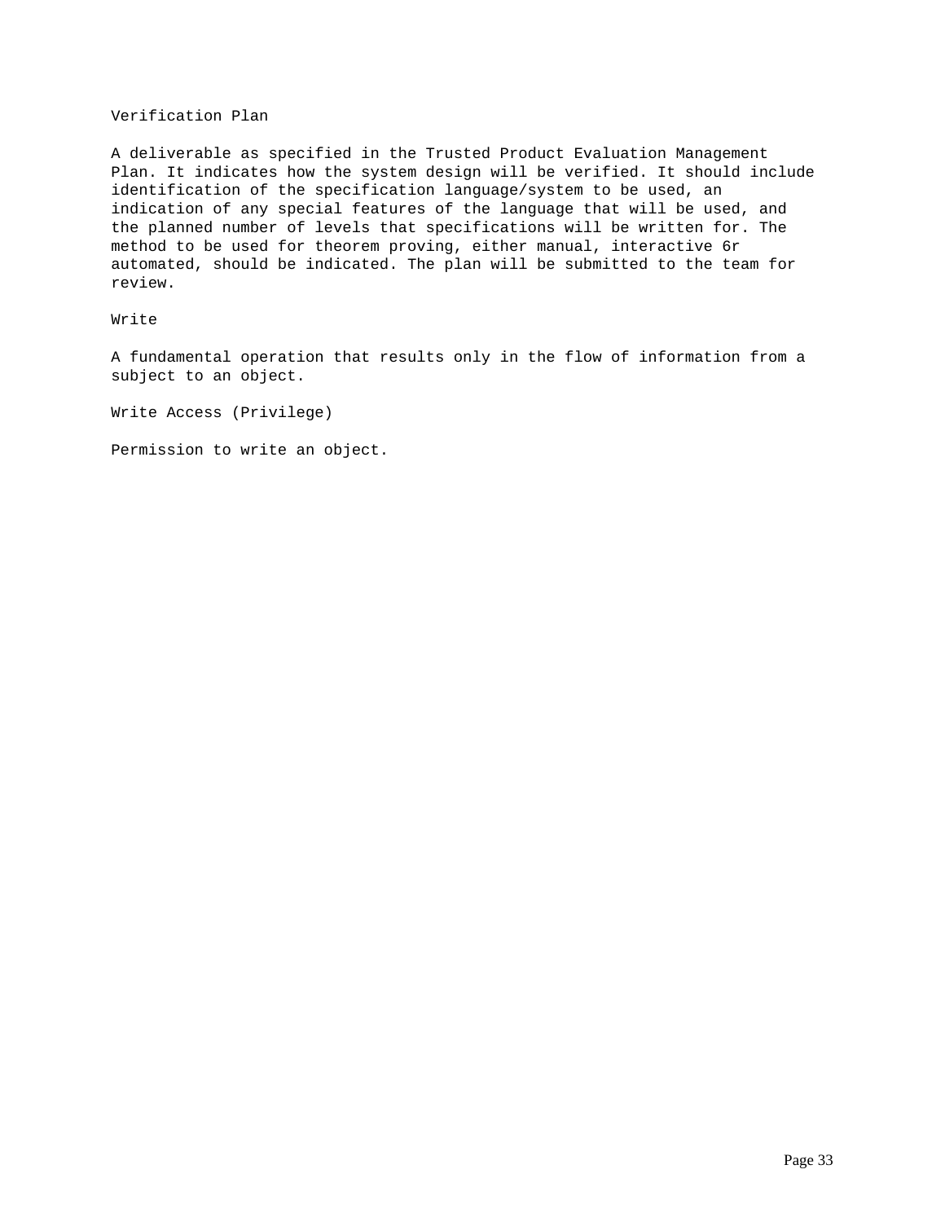Verification Plan

A deliverable as specified in the Trusted Product Evaluation Management Plan. It indicates how the system design will be verified. It should include identification of the specification language/system to be used, an indication of any special features of the language that will be used, and the planned number of levels that specifications will be written for. The method to be used for theorem proving, either manual, interactive 6r automated, should be indicated. The plan will be submitted to the team for review.

Write

A fundamental operation that results only in the flow of information from a subject to an object.

Write Access (Privilege)

Permission to write an object.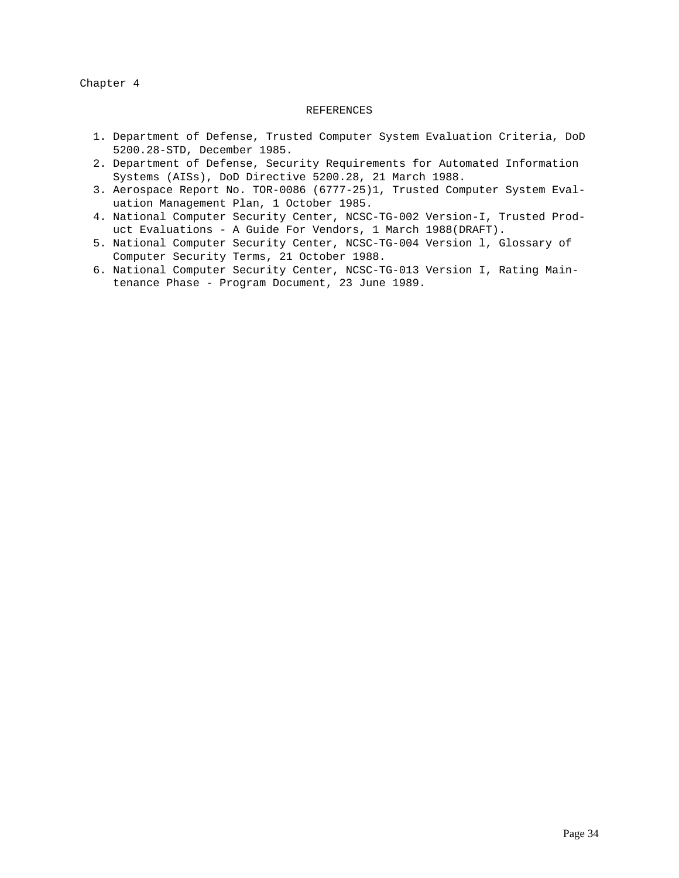Chapter 4

# REFERENCES

1. Department of Defense, Trusted Computer System Evaluation Criteria, DoD 5200.28-STD, December 1985.
2. Department of Defense, Security Requirements for Automated Information Systems (AISs), DoD Directive 5200.28, 21 March 1988.
3. Aerospace Report No. TOR-0086 (6777-25)1, Trusted Computer System Evaluation Management Plan, 1 October 1985.
4. National Computer Security Center, NCSC-TG-002 Version-I, Trusted Product Evaluations - A Guide For Vendors, 1 March 1988(DRAFT).
5. National Computer Security Center, NCSC-TG-004 Version l, Glossary of Computer Security Terms, 21 October 1988.
6. National Computer Security Center, NCSC-TG-013 Version I, Rating Maintenance Phase - Program Document, 23 June 1989.